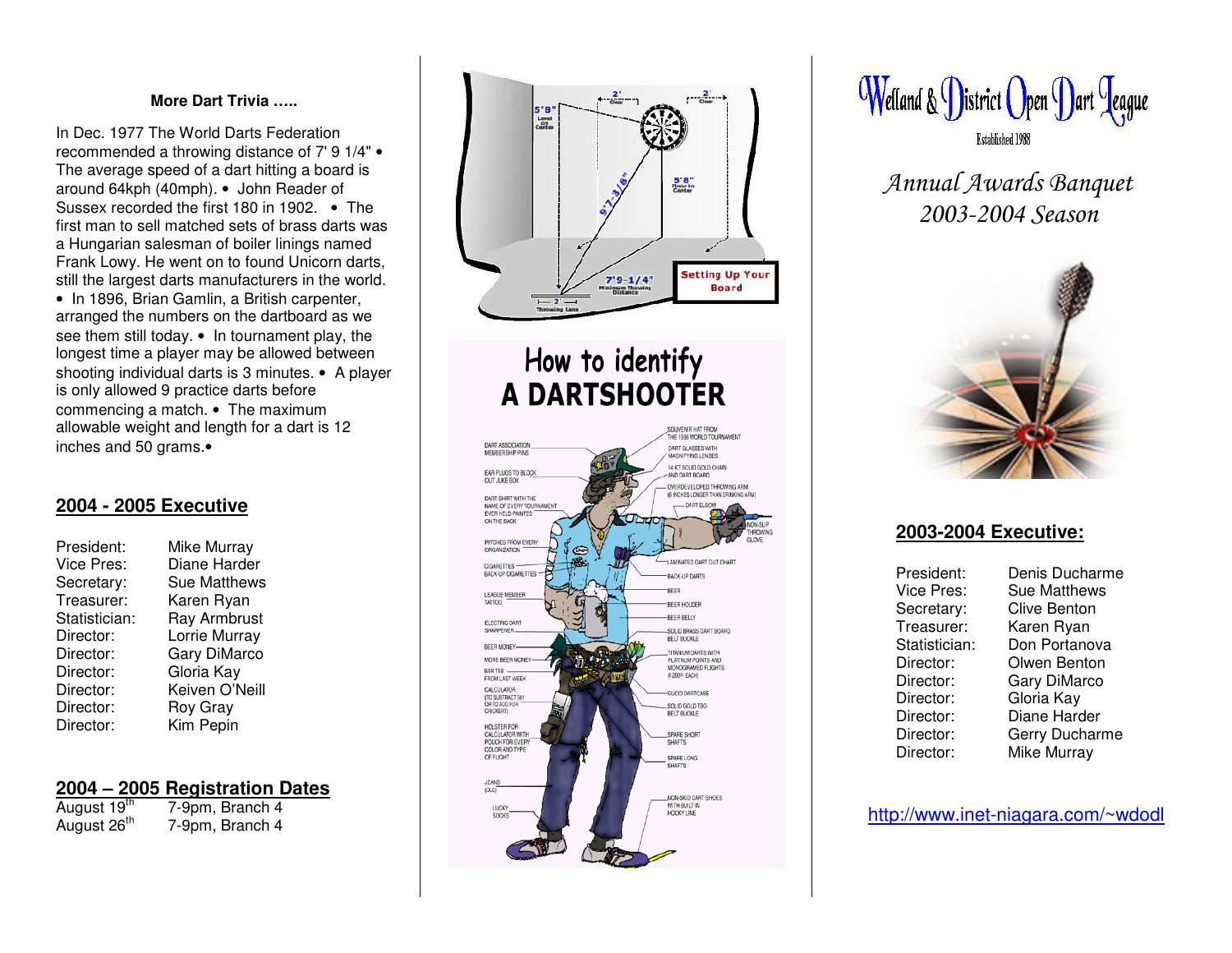**More Dart Trivia …..**

In Dec. 1977 The World Darts Federation recommended a throwing distance of 7' 9 1/4" • The average speed of a dart hitting a board is around 64kph (40mph). • John Reader of Sussex recorded the first 180 in 1902. • The first man to sell matched sets of brass darts was a Hungarian salesman of boiler linings named Frank Lowy. He went on to found Unicorn darts, still the largest darts manufacturers in the world. • In 1896, Brian Gamlin, a British carpenter, arranged the numbers on the dartboard as we see them still today. • In tournament play, the longest time a player may be allowed between shooting individual darts is 3 minutes. • A player is only allowed 9 practice darts before commencing a match. • The maximum allowable weight and length for a dart is 12 inches and 50 grams.•

## 2004 - 2005 Executive

| | |
|---|---|
| President: | Mike Murray |
| Vice Pres: | Diane Harder |
| Secretary: | Sue Matthews |
| Treasurer: | Karen Ryan |
| Statistician: | Ray Armbrust |
| Director: | Lorrie Murray |
| Director: | Gary DiMarco |
| Director: | Gloria Kay |
| Director: | Keiven O'Neill |
| Director: | Roy Gray |
| Director: | Kim Pepin |

## 2004 – 2005 Registration Dates

| | |
|---|---|
| August 19th | 7-9pm, Branch 4 |
| August 26th | 7-9pm, Branch 4 |

Setting Up Your Board

How to identify A DARTSHOOTER

# Welland & District Open Dart League

Established 1988

*Annual Awards Banquet*
*2003-2004 Season*

## 2003-2004 Executive:

| | |
|---|---|
| President: | Denis Ducharme |
| Vice Pres: | Sue Matthews |
| Secretary: | Clive Benton |
| Treasurer: | Karen Ryan |
| Statistician: | Don Portanova |
| Director: | Olwen Benton |
| Director: | Gary DiMarco |
| Director: | Gloria Kay |
| Director: | Diane Harder |
| Director: | Gerry Ducharme |
| Director: | Mike Murray |

http://www.inet-niagara.com/~wdodl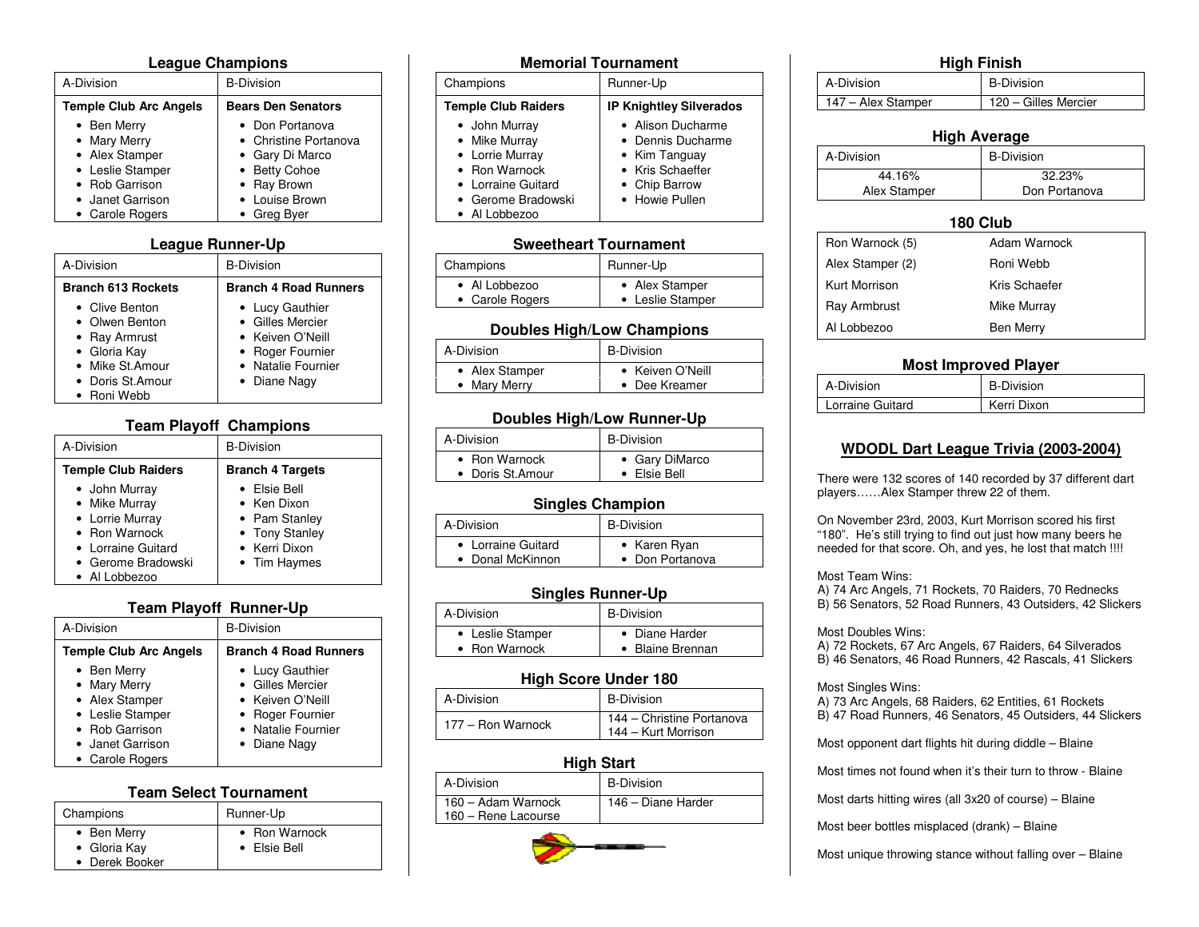## League Champions

| A-Division | B-Division |
|---|---|
| **Temple Club Arc Angels** | **Bears Den Senators** |
| • Ben Merry<br>• Mary Merry<br>• Alex Stamper<br>• Leslie Stamper<br>• Rob Garrison<br>• Janet Garrison<br>• Carole Rogers | • Don Portanova<br>• Christine Portanova<br>• Gary Di Marco<br>• Betty Cohoe<br>• Ray Brown<br>• Louise Brown<br>• Greg Byer |

## League Runner-Up

| A-Division | B-Division |
|---|---|
| **Branch 613 Rockets** | **Branch 4 Road Runners** |
| • Clive Benton<br>• Olwen Benton<br>• Ray Armrust<br>• Gloria Kay<br>• Mike St.Amour<br>• Doris St.Amour<br>• Roni Webb | • Lucy Gauthier<br>• Gilles Mercier<br>• Keiven O'Neill<br>• Roger Fournier<br>• Natalie Fournier<br>• Diane Nagy |

## Team Playoff Champions

| A-Division | B-Division |
|---|---|
| **Temple Club Raiders** | **Branch 4 Targets** |
| • John Murray<br>• Mike Murray<br>• Lorrie Murray<br>• Ron Warnock<br>• Lorraine Guitard<br>• Gerome Bradowski<br>• Al Lobbezoo | • Elsie Bell<br>• Ken Dixon<br>• Pam Stanley<br>• Tony Stanley<br>• Kerri Dixon<br>• Tim Haymes |

## Team Playoff Runner-Up

| A-Division | B-Division |
|---|---|
| **Temple Club Arc Angels** | **Branch 4 Road Runners** |
| • Ben Merry<br>• Mary Merry<br>• Alex Stamper<br>• Leslie Stamper<br>• Rob Garrison<br>• Janet Garrison<br>• Carole Rogers | • Lucy Gauthier<br>• Gilles Mercier<br>• Keiven O'Neill<br>• Roger Fournier<br>• Natalie Fournier<br>• Diane Nagy |

## Team Select Tournament

| Champions | Runner-Up |
|---|---|
| • Ben Merry<br>• Gloria Kay<br>• Derek Booker | • Ron Warnock<br>• Elsie Bell |

## Memorial Tournament

| Champions | Runner-Up |
|---|---|
| **Temple Club Raiders** | **IP Knightley Silverados** |
| • John Murray<br>• Mike Murray<br>• Lorrie Murray<br>• Ron Warnock<br>• Lorraine Guitard<br>• Gerome Bradowski<br>• Al Lobbezoo | • Alison Ducharme<br>• Dennis Ducharme<br>• Kim Tanguay<br>• Kris Schaeffer<br>• Chip Barrow<br>• Howie Pullen |

## Sweetheart Tournament

| Champions | Runner-Up |
|---|---|
| • Al Lobbezoo<br>• Carole Rogers | • Alex Stamper<br>• Leslie Stamper |

## Doubles High/Low Champions

| A-Division | B-Division |
|---|---|
| • Alex Stamper<br>• Mary Merry | • Keiven O'Neill<br>• Dee Kreamer |

## Doubles High/Low Runner-Up

| A-Division | B-Division |
|---|---|
| • Ron Warnock<br>• Doris St.Amour | • Gary DiMarco<br>• Elsie Bell |

## Singles Champion

| A-Division | B-Division |
|---|---|
| • Lorraine Guitard<br>• Donal McKinnon | • Karen Ryan<br>• Don Portanova |

## Singles Runner-Up

| A-Division | B-Division |
|---|---|
| • Leslie Stamper<br>• Ron Warnock | • Diane Harder<br>• Blaine Brennan |

## High Score Under 180

| A-Division | B-Division |
|---|---|
| 177 – Ron Warnock | 144 – Christine Portanova<br>144 – Kurt Morrison |

## High Start

| A-Division | B-Division |
|---|---|
| 160 – Adam Warnock<br>160 – Rene Lacourse | 146 – Diane Harder |

## High Finish

| A-Division | B-Division |
|---|---|
| 147 – Alex Stamper | 120 – Gilles Mercier |

## High Average

| A-Division | B-Division |
|---|---|
| 44.16%<br>Alex Stamper | 32.23%<br>Don Portanova |

## 180 Club

| | |
|---|---|
| Ron Warnock (5) | Adam Warnock |
| Alex Stamper (2) | Roni Webb |
| Kurt Morrison | Kris Schaefer |
| Ray Armbrust | Mike Murray |
| Al Lobbezoo | Ben Merry |

## Most Improved Player

| A-Division | B-Division |
|---|---|
| Lorraine Guitard | Kerri Dixon |

## WDODL Dart League Trivia (2003-2004)

There were 132 scores of 140 recorded by 37 different dart players……Alex Stamper threw 22 of them.

On November 23rd, 2003, Kurt Morrison scored his first "180". He's still trying to find out just how many beers he needed for that score. Oh, and yes, he lost that match !!!!

Most Team Wins:
A) 74 Arc Angels, 71 Rockets, 70 Raiders, 70 Rednecks
B) 56 Senators, 52 Road Runners, 43 Outsiders, 42 Slickers

Most Doubles Wins:
A) 72 Rockets, 67 Arc Angels, 67 Raiders, 64 Silverados
B) 46 Senators, 46 Road Runners, 42 Rascals, 41 Slickers

Most Singles Wins:
A) 73 Arc Angels, 68 Raiders, 62 Entities, 61 Rockets
B) 47 Road Runners, 46 Senators, 45 Outsiders, 44 Slickers

Most opponent dart flights hit during diddle – Blaine

Most times not found when it's their turn to throw - Blaine

Most darts hitting wires (all 3x20 of course) – Blaine

Most beer bottles misplaced (drank) – Blaine

Most unique throwing stance without falling over – Blaine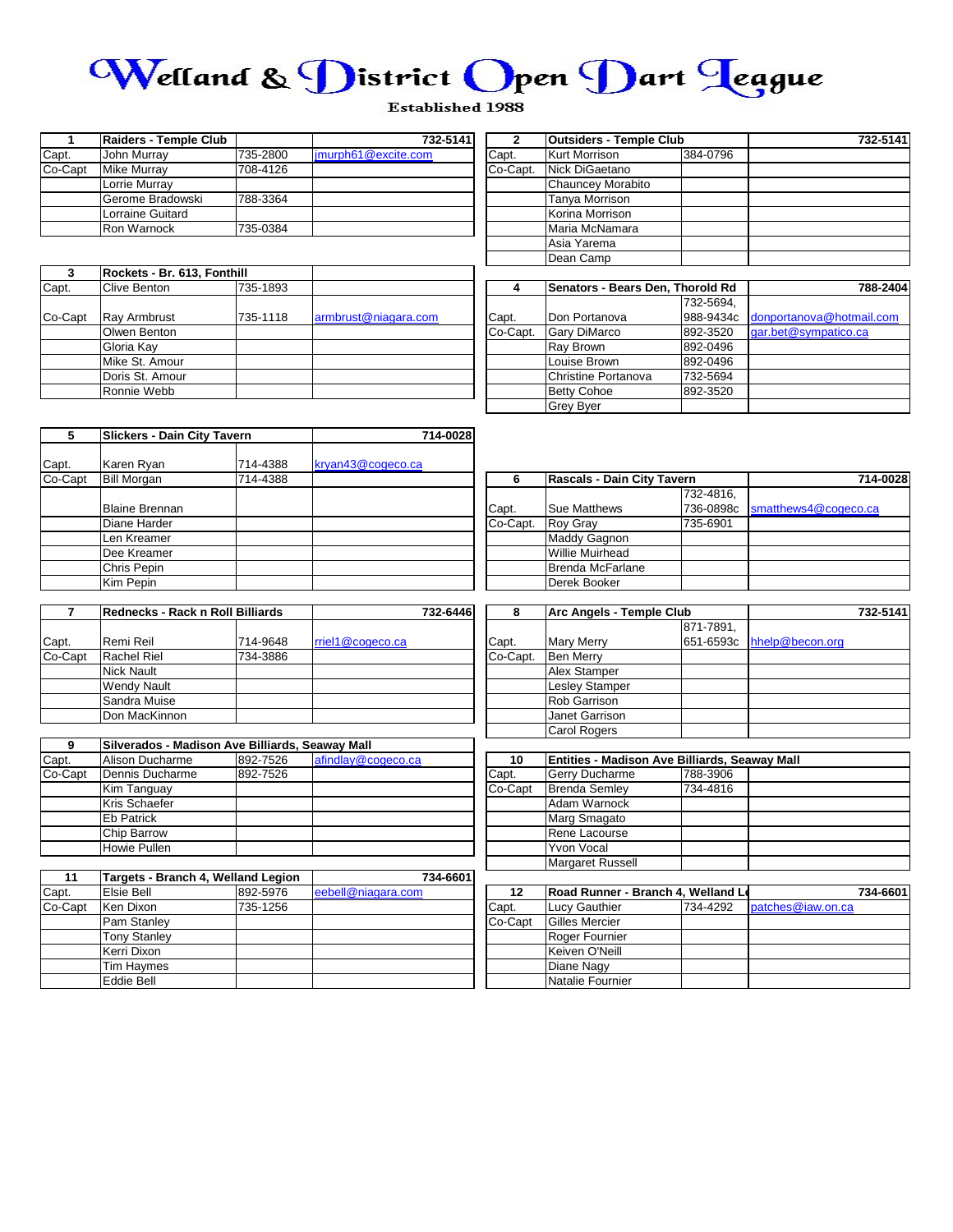# Welland & District Open Dart League

Established 1988

| 1 | Raiders - Temple Club | | 732-5141 |
|---|---|---|---|
| Capt. | John Murray | 735-2800 | jmurph61@excite.com |
| Co-Capt | Mike Murray | 708-4126 | |
| | Lorrie Murray | | |
| | Gerome Bradowski | 788-3364 | |
| | Lorraine Guitard | | |
| | Ron Warnock | 735-0384 | |

| 2 | Outsiders - Temple Club | | 732-5141 |
|---|---|---|---|
| Capt. | Kurt Morrison | 384-0796 | |
| Co-Capt. | Nick DiGaetano | | |
| | Chauncey Morabito | | |
| | Tanya Morrison | | |
| | Korina Morrison | | |
| | Maria McNamara | | |
| | Asia Yarema | | |
| | Dean Camp | | |

| 3 | Rockets - Br. 613, Fonthill | | |
|---|---|---|---|
| Capt. | Clive Benton | 735-1893 | |
| Co-Capt | Ray Armbrust | 735-1118 | armbrust@niagara.com |
| | Olwen Benton | | |
| | Gloria Kay | | |
| | Mike St. Amour | | |
| | Doris St. Amour | | |
| | Ronnie Webb | | |

| 4 | Senators - Bears Den, Thorold Rd | | 788-2404 |
|---|---|---|---|
| Capt. | Don Portanova | 732-5694, 988-9434c | donportanova@hotmail.com |
| Co-Capt. | Gary DiMarco | 892-3520 | gar.bet@sympatico.ca |
| | Ray Brown | 892-0496 | |
| | Louise Brown | 892-0496 | |
| | Christine Portanova | 732-5694 | |
| | Betty Cohoe | 892-3520 | |
| | Grey Byer | | |

| 5 | Slickers - Dain City Tavern | | 714-0028 |
|---|---|---|---|
| Capt. | Karen Ryan | 714-4388 | kryan43@cogeco.ca |
| Co-Capt | Bill Morgan | 714-4388 | |
| | Blaine Brennan | | |
| | Diane Harder | | |
| | Len Kreamer | | |
| | Dee Kreamer | | |
| | Chris Pepin | | |
| | Kim Pepin | | |

| 6 | Rascals - Dain City Tavern | | 714-0028 |
|---|---|---|---|
| Capt. | Sue Matthews | 732-4816, 736-0898c | smatthews4@cogeco.ca |
| Co-Capt. | Roy Gray | 735-6901 | |
| | Maddy Gagnon | | |
| | Willie Muirhead | | |
| | Brenda McFarlane | | |
| | Derek Booker | | |

| 7 | Rednecks - Rack n Roll Billiards | | 732-6446 |
|---|---|---|---|
| Capt. | Remi Reil | 714-9648 | rriel1@cogeco.ca |
| Co-Capt | Rachel Riel | 734-3886 | |
| | Nick Nault | | |
| | Wendy Nault | | |
| | Sandra Muise | | |
| | Don MacKinnon | | |

| 8 | Arc Angels - Temple Club | | 732-5141 |
|---|---|---|---|
| Capt. | Mary Merry | 871-7891, 651-6593c | hhelp@becon.org |
| Co-Capt. | Ben Merry | | |
| | Alex Stamper | | |
| | Lesley Stamper | | |
| | Rob Garrison | | |
| | Janet Garrison | | |
| | Carol Rogers | | |

| 9 | Silverados - Madison Ave Billiards, Seaway Mall | | |
|---|---|---|---|
| Capt. | Alison Ducharme | 892-7526 | afindlay@cogeco.ca |
| Co-Capt | Dennis Ducharme | 892-7526 | |
| | Kim Tanguay | | |
| | Kris Schaefer | | |
| | Eb Patrick | | |
| | Chip Barrow | | |
| | Howie Pullen | | |

| 10 | Entities - Madison Ave Billiards, Seaway Mall | | |
|---|---|---|---|
| Capt. | Gerry Ducharme | 788-3906 | |
| Co-Capt | Brenda Semley | 734-4816 | |
| | Adam Warnock | | |
| | Marg Smagato | | |
| | Rene Lacourse | | |
| | Yvon Vocal | | |
| | Margaret Russell | | |

| 11 | Targets - Branch 4, Welland Legion | | 734-6601 |
|---|---|---|---|
| Capt. | Elsie Bell | 892-5976 | eebell@niagara.com |
| Co-Capt | Ken Dixon | 735-1256 | |
| | Pam Stanley | | |
| | Tony Stanley | | |
| | Kerri Dixon | | |
| | Tim Haymes | | |
| | Eddie Bell | | |

| 12 | Road Runner - Branch 4, Welland Le | | 734-6601 |
|---|---|---|---|
| Capt. | Lucy Gauthier | 734-4292 | patches@iaw.on.ca |
| Co-Capt | Gilles Mercier | | |
| | Roger Fournier | | |
| | Keiven O'Neill | | |
| | Diane Nagy | | |
| | Natalie Fournier | | |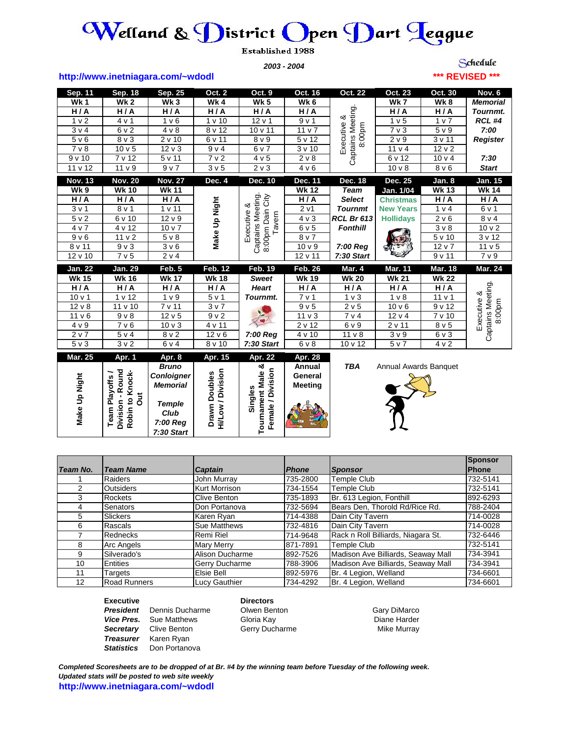# Welland & District Open Dart League

Established 1988

2003 - 2004

Schedule

http://www.inetniagara.com/~wdodl

*** REVISED ***

| Sep. 11 | Sep. 18 | Sep. 25 | Oct. 2 | Oct. 9 | Oct. 16 | Oct. 22 | Oct. 23 | Oct. 30 | Nov. 6 |
|---|---|---|---|---|---|---|---|---|---|
| Wk 1 | Wk 2 | Wk 3 | Wk 4 | Wk 5 | Wk 6 | Executive & Captains Meeting. 8:00pm | Wk 7 | Wk 8 | *Memorial Tournmt.* |
| H / A | H / A | H / A | H / A | H / A | H / A | | H / A | H / A | *RCL #4* |
| 1 v 2 | 4 v 1 | 1 v 6 | 1 v 10 | 12 v 1 | 9 v 1 | | 1 v 5 | 1 v 7 | *7:00* |
| 3 v 4 | 6 v 2 | 4 v 8 | 8 v 12 | 10 v 11 | 11 v 7 | | 7 v 3 | 5 v 9 | *Register* |
| 5 v 6 | 8 v 3 | 2 v 10 | 6 v 11 | 8 v 9 | 5 v 12 | | 2 v 9 | 3 v 11 | |
| 7 v 8 | 10 v 5 | 12 v 3 | 9 v 4 | 6 v 7 | 3 v 10 | | 11 v 4 | 12 v 2 | |
| 9 v 10 | 7 v 12 | 5 v 11 | 7 v 2 | 4 v 5 | 2 v 8 | | 6 v 12 | 10 v 4 | *7:30* |
| 11 v 12 | 11 v 9 | 9 v 7 | 3 v 5 | 2 v 3 | 4 v 6 | | 10 v 8 | 8 v 6 | *Start* |

| Nov. 13 | Nov. 20 | Nov. 27 | Dec. 4 | Dec. 10 | Dec. 11 | Dec. 18 | Dec. 25 | Jan. 8 | Jan. 15 |
|---|---|---|---|---|---|---|---|---|---|
| Wk 9 | Wk 10 | Wk 11 | Make Up Night | Executive & Captains Meeting. 8:00pm Dain City Tavern | Wk 12 | *Team Select Tournmt* | Jan. 1/04 | Wk 13 | Wk 14 |
| H / A | H / A | H / A | | | H / A | *RCL Br 613* | Christmas | H / A | H / A |
| 3 v 1 | 8 v 1 | 1 v 11 | | | 2 v1 | *Fonthill* | New Years | 1 v 4 | 6 v 1 |
| 5 v 2 | 6 v 10 | 12 v 9 | | | 4 v 3 | | Hollidays | 2 v 6 | 8 v 4 |
| 4 v 7 | 4 v 12 | 10 v 7 | | | 6 v 5 | | | 3 v 8 | 10 v 2 |
| 9 v 6 | 11 v 2 | 5 v 8 | | | 8 v 7 | | | 5 v 10 | 3 v 12 |
| 8 v 11 | 9 v 3 | 3 v 6 | | | 10 v 9 | *7:00 Reg* | | 12 v 7 | 11 v 5 |
| 12 v 10 | 7 v 5 | 2 v 4 | | | 12 v 11 | *7:30 Start* | | 9 v 11 | 7 v 9 |

| Jan. 22 | Jan. 29 | Feb. 5 | Feb. 12 | Feb. 19 | Feb. 26 | Mar. 4 | Mar. 11 | Mar. 18 | Mar. 24 |
|---|---|---|---|---|---|---|---|---|---|
| Wk 15 | Wk 16 | Wk 17 | Wk 18 | *Sweet* | Wk 19 | Wk 20 | Wk 21 | Wk 22 | Executive & Captains Meeting. 8:00pm |
| H / A | H / A | H / A | H / A | *Heart* | H / A | H / A | H / A | H / A | |
| 10 v 1 | 1 v 12 | 1 v 9 | 5 v 1 | *Tournmt.* | 7 v 1 | 1 v 3 | 1 v 8 | 11 v 1 | |
| 12 v 8 | 11 v 10 | 7 v 11 | 3 v 7 | | 9 v 5 | 2 v 5 | 10 v 6 | 9 v 12 | |
| 11 v 6 | 9 v 8 | 12 v 5 | 9 v 2 | | 11 v 3 | 7 v 4 | 12 v 4 | 7 v 10 | |
| 4 v 9 | 7 v 6 | 10 v 3 | 4 v 11 | | 2 v 12 | 6 v 9 | 2 v 11 | 8 v 5 | |
| 2 v 7 | 5 v 4 | 8 v 2 | 12 v 6 | *7:00 Reg* | 4 v 10 | 11 v 8 | 3 v 9 | 6 v 3 | |
| 5 v 3 | 3 v 2 | 6 v 4 | 8 v 10 | *7:30 Start* | 6 v 8 | 10 v 12 | 5 v 7 | 4 v 2 | |

| Mar. 25 | Apr. 1 | Apr. 8 | Apr. 15 | Apr. 22 | Apr. 28 | | |
|---|---|---|---|---|---|---|---|
| **Make Up Night** | **Team Playoffs / Division - Round Robin to Knock-Out** | ***Bruno Conloginer Memorial*** ***Temple Club*** ***7:00 Reg*** ***7:30 Start*** | **Drawn Doubles Hi/Low / Division** | **Singles Tournament Male & Female / Division** | **Annual General Meeting** | ***TBA*** | Annual Awards Banquet |

| Team No. | Team Name | Captain | Phone | Sponsor | Sponsor Phone |
|---|---|---|---|---|---|
| 1 | Raiders | John Murray | 735-2800 | Temple Club | 732-5141 |
| 2 | Outsiders | Kurt Morrison | 734-1554 | Temple Club | 732-5141 |
| 3 | Rockets | Clive Benton | 735-1893 | Br. 613 Legion, Fonthill | 892-6293 |
| 4 | Senators | Don Portanova | 732-5694 | Bears Den, Thorold Rd/Rice Rd. | 788-2404 |
| 5 | Slickers | Karen Ryan | 714-4388 | Dain City Tavern | 714-0028 |
| 6 | Rascals | Sue Matthews | 732-4816 | Dain City Tavern | 714-0028 |
| 7 | Rednecks | Remi Riel | 714-9648 | Rack n Roll Billiards, Niagara St. | 732-6446 |
| 8 | Arc Angels | Mary Merry | 871-7891 | Temple Club | 732-5141 |
| 9 | Silverado's | Alison Ducharme | 892-7526 | Madison Ave Billiards, Seaway Mall | 734-3941 |
| 10 | Entities | Gerry Ducharme | 788-3906 | Madison Ave Billiards, Seaway Mall | 734-3941 |
| 11 | Targets | Elsie Bell | 892-5976 | Br. 4 Legion, Welland | 734-6601 |
| 12 | Road Runners | Lucy Gauthier | 734-4292 | Br. 4 Legion, Welland | 734-6601 |

**Executive**

- ***President*** Dennis Ducharme
- ***Vice Pres.*** Sue Matthews
- ***Secretary*** Clive Benton
- ***Treasurer*** Karen Ryan
- ***Statistics*** Don Portanova

**Directors**

- Olwen Benton
- Gloria Kay
- Gerry Ducharme
- Gary DiMarco
- Diane Harder
- Mike Murray

***Completed Scoresheets are to be dropped of at Br. #4 by the winning team before Tuesday of the following week.***
***Updated stats will be posted to web site weekly***

**http://www.inetniagara.com/~wdodl**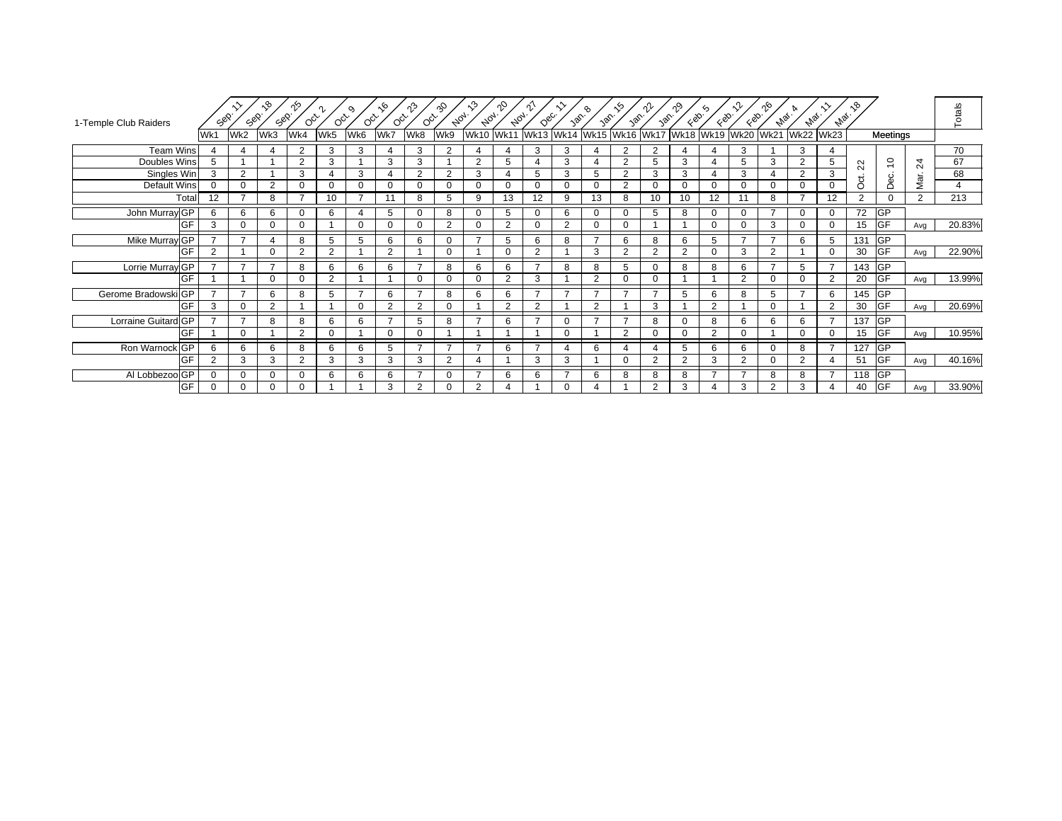| 1-Temple Club Raiders | | Sep. 11 | Sep. 18 | Sep. 25 | Oct. 2 | Oct. 9 | Oct. 16 | Oct. 23 | Oct. 30 | Nov. 13 | Nov. 20 | Nov. 27 | Dec. 11 | Jan. 8 | Jan. 15 | Jan. 22 | Jan. 29 | Feb. 5 | Feb. 12 | Feb. 26 | Mar. 4 | Mar. 11 | Mar. 18 | | | | Totals |
|---|---|---|---|---|---|---|---|---|---|---|---|---|---|---|---|---|---|---|---|---|---|---|---|---|---|---|---|
| | | Wk1 | Wk2 | Wk3 | Wk4 | Wk5 | Wk6 | Wk7 | Wk8 | Wk9 | Wk10 | Wk11 | Wk13 | Wk14 | Wk15 | Wk16 | Wk17 | Wk18 | Wk19 | Wk20 | Wk21 | Wk22 | Wk23 | Meetings | | | |
| Team Wins | | 4 | 4 | 4 | 2 | 3 | 3 | 4 | 3 | 2 | 4 | 4 | 3 | 3 | 4 | 2 | 2 | 4 | 4 | 3 | 1 | 3 | 4 | Oct. 22 | Dec. 10 | Mar. 24 | 70 |
| Doubles Wins | | 5 | 1 | 1 | 2 | 3 | 1 | 3 | 3 | 1 | 2 | 5 | 4 | 3 | 4 | 2 | 5 | 3 | 4 | 5 | 3 | 2 | 5 | | | | 67 |
| Singles Win | | 3 | 2 | 1 | 3 | 4 | 3 | 4 | 2 | 2 | 3 | 4 | 5 | 3 | 5 | 2 | 3 | 3 | 4 | 3 | 4 | 2 | 3 | | | | 68 |
| Default Wins | | 0 | 0 | 2 | 0 | 0 | 0 | 0 | 0 | 0 | 0 | 0 | 0 | 0 | 0 | 2 | 0 | 0 | 0 | 0 | 0 | 0 | 0 | | | | 4 |
| | Total | 12 | 7 | 8 | 7 | 10 | 7 | 11 | 8 | 5 | 9 | 13 | 12 | 9 | 13 | 8 | 10 | 10 | 12 | 11 | 8 | 7 | 12 | 2 | 0 | 2 | 213 |
| John Murray | GP | 6 | 6 | 6 | 0 | 6 | 4 | 5 | 0 | 8 | 0 | 5 | 0 | 6 | 0 | 0 | 5 | 8 | 0 | 0 | 7 | 0 | 0 | 72 | GP | | |
| | GF | 3 | 0 | 0 | 0 | 1 | 0 | 0 | 0 | 2 | 0 | 2 | 0 | 2 | 0 | 0 | 1 | 1 | 0 | 0 | 3 | 0 | 0 | 15 | GF | Avg | 20.83% |
| Mike Murray | GP | 7 | 7 | 4 | 8 | 5 | 5 | 6 | 6 | 0 | 7 | 5 | 6 | 8 | 7 | 6 | 8 | 6 | 5 | 7 | 7 | 6 | 5 | 131 | GP | | |
| | GF | 2 | 1 | 0 | 2 | 2 | 1 | 2 | 1 | 0 | 1 | 0 | 2 | 1 | 3 | 2 | 2 | 2 | 0 | 3 | 2 | 1 | 0 | 30 | GF | Avg | 22.90% |
| Lorrie Murray | GP | 7 | 7 | 7 | 8 | 6 | 6 | 6 | 7 | 8 | 6 | 6 | 7 | 8 | 8 | 5 | 0 | 8 | 8 | 6 | 7 | 5 | 7 | 143 | GP | | |
| | GF | 1 | 1 | 0 | 0 | 2 | 1 | 1 | 0 | 0 | 0 | 2 | 3 | 1 | 2 | 0 | 0 | 1 | 1 | 2 | 0 | 0 | 2 | 20 | GF | Avg | 13.99% |
| Gerome Bradowski | GP | 7 | 7 | 6 | 8 | 5 | 7 | 6 | 7 | 8 | 6 | 6 | 7 | 7 | 7 | 7 | 7 | 5 | 6 | 8 | 5 | 7 | 6 | 145 | GP | | |
| | GF | 3 | 0 | 2 | 1 | 1 | 0 | 2 | 2 | 0 | 1 | 2 | 2 | 1 | 2 | 1 | 3 | 1 | 2 | 1 | 0 | 1 | 2 | 30 | GF | Avg | 20.69% |
| Lorraine Guitard | GP | 7 | 7 | 8 | 8 | 6 | 6 | 7 | 5 | 8 | 7 | 6 | 7 | 0 | 7 | 7 | 8 | 0 | 8 | 6 | 6 | 6 | 7 | 137 | GP | | |
| | GF | 1 | 0 | 1 | 2 | 0 | 1 | 0 | 0 | 1 | 1 | 1 | 1 | 0 | 1 | 2 | 0 | 0 | 2 | 0 | 1 | 0 | 0 | 15 | GF | Avg | 10.95% |
| Ron Warnock | GP | 6 | 6 | 6 | 8 | 6 | 6 | 5 | 7 | 7 | 7 | 6 | 7 | 4 | 6 | 4 | 4 | 5 | 6 | 6 | 0 | 8 | 7 | 127 | GP | | |
| | GF | 2 | 3 | 3 | 2 | 3 | 3 | 3 | 3 | 2 | 4 | 1 | 3 | 3 | 1 | 0 | 2 | 2 | 3 | 2 | 0 | 2 | 4 | 51 | GF | Avg | 40.16% |
| Al Lobbezoo | GP | 0 | 0 | 0 | 0 | 6 | 6 | 6 | 7 | 0 | 7 | 6 | 6 | 7 | 6 | 8 | 8 | 8 | 7 | 7 | 8 | 8 | 7 | 118 | GP | | |
| | GF | 0 | 0 | 0 | 0 | 1 | 1 | 3 | 2 | 0 | 2 | 4 | 1 | 0 | 4 | 1 | 2 | 3 | 4 | 3 | 2 | 3 | 4 | 40 | GF | Avg | 33.90% |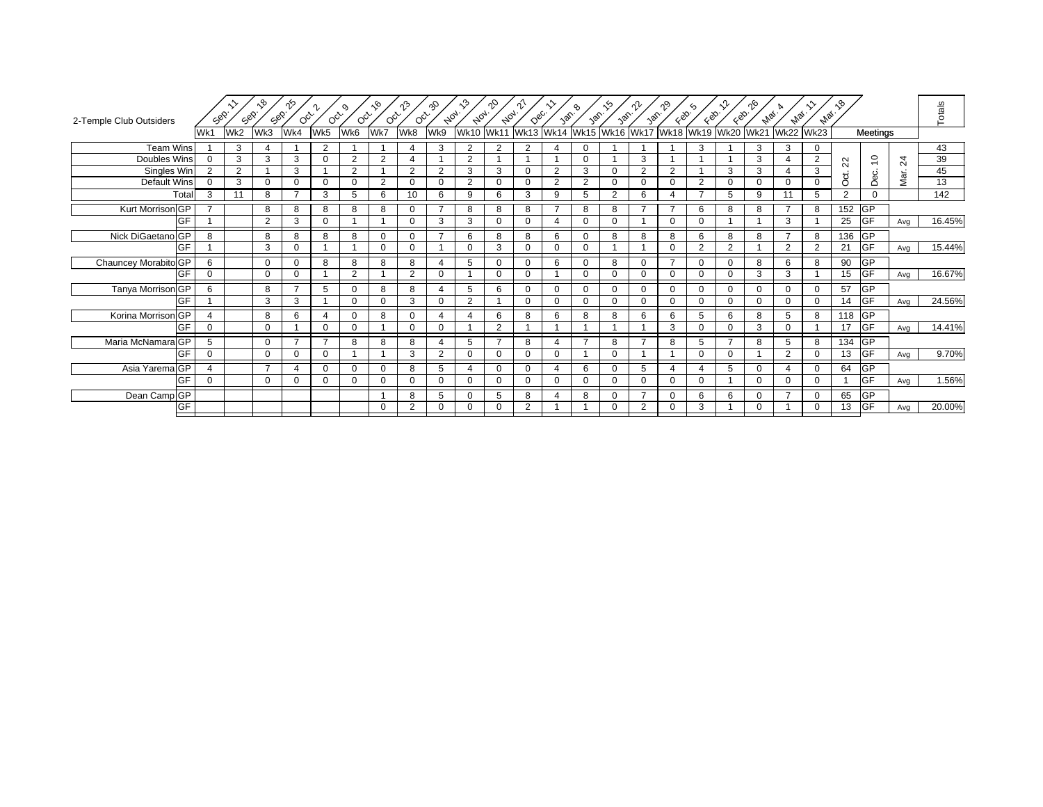| 2-Temple Club Outsiders | | Sep. 11 | Sep. 18 | Sep. 25 | Oct. 2 | Oct. 9 | Oct. 16 | Oct. 23 | Oct. 30 | Nov. 13 | Nov. 20 | Nov. 27 | Dec. 11 | Jan. 8 | Jan. 15 | Jan. 22 | Jan. 29 | Feb. 5 | Feb. 12 | Feb. 26 | Mar. 4 | Mar. 11 | Mar. 18 | | | | Totals |
|---|---|---|---|---|---|---|---|---|---|---|---|---|---|---|---|---|---|---|---|---|---|---|---|---|---|---|---|
| | | Wk1 | Wk2 | Wk3 | Wk4 | Wk5 | Wk6 | Wk7 | Wk8 | Wk9 | Wk10 | Wk11 | Wk13 | Wk14 | Wk15 | Wk16 | Wk17 | Wk18 | Wk19 | Wk20 | Wk21 | Wk22 | Wk23 | Meetings | | | |
| | | | | | | | | | | | | | | | | | | | | | | | | Oct. 22 | Dec. 10 | Mar. 24 | |
| Team Wins | | 1 | 3 | 4 | 1 | 2 | 1 | 1 | 4 | 3 | 2 | 2 | 2 | 4 | 0 | 1 | 1 | 1 | 3 | 1 | 3 | 3 | 0 | | | | 43 |
| Doubles Wins | | 0 | 3 | 3 | 3 | 0 | 2 | 2 | 4 | 1 | 2 | 1 | 1 | 1 | 0 | 1 | 3 | 1 | 1 | 1 | 3 | 4 | 2 | | | | 39 |
| Singles Win | | 2 | 2 | 1 | 3 | 1 | 2 | 1 | 2 | 2 | 3 | 3 | 0 | 2 | 3 | 0 | 2 | 2 | 1 | 3 | 3 | 4 | 3 | | | | 45 |
| Default Wins | | 0 | 3 | 0 | 0 | 0 | 0 | 2 | 0 | 0 | 2 | 0 | 0 | 2 | 2 | 0 | 0 | 0 | 2 | 0 | 0 | 0 | 0 | | | | 13 |
| | Total | 3 | 11 | 8 | 7 | 3 | 5 | 6 | 10 | 6 | 9 | 6 | 3 | 9 | 5 | 2 | 6 | 4 | 7 | 5 | 9 | 11 | 5 | 2 | 0 | | 142 |
| Kurt Morrison | GP | 7 | | 8 | 8 | 8 | 8 | 8 | 0 | 7 | 8 | 8 | 8 | 7 | 8 | 8 | 7 | 7 | 6 | 8 | 8 | 7 | 8 | 152 | GP | | |
| | GF | 1 | | 2 | 3 | 0 | 1 | 1 | 0 | 3 | 3 | 0 | 0 | 4 | 0 | 0 | 1 | 0 | 0 | 1 | 1 | 3 | 1 | 25 | GF | Avg | 16.45% |
| Nick DiGaetano | GP | 8 | | 8 | 8 | 8 | 8 | 0 | 0 | 7 | 6 | 8 | 8 | 6 | 0 | 8 | 8 | 8 | 6 | 8 | 8 | 7 | 8 | 136 | GP | | |
| | GF | 1 | | 3 | 0 | 1 | 1 | 0 | 0 | 1 | 0 | 3 | 0 | 0 | 0 | 1 | 1 | 0 | 2 | 2 | 1 | 2 | 2 | 21 | GF | Avg | 15.44% |
| Chauncey Morabito | GP | 6 | | 0 | 0 | 8 | 8 | 8 | 8 | 4 | 5 | 0 | 0 | 6 | 0 | 8 | 0 | 7 | 0 | 0 | 8 | 6 | 8 | 90 | GP | | |
| | GF | 0 | | 0 | 0 | 1 | 2 | 1 | 2 | 0 | 1 | 0 | 0 | 1 | 0 | 0 | 0 | 0 | 0 | 0 | 3 | 3 | 1 | 15 | GF | Avg | 16.67% |
| Tanya Morrison | GP | 6 | | 8 | 7 | 5 | 0 | 8 | 8 | 4 | 5 | 6 | 0 | 0 | 0 | 0 | 0 | 0 | 0 | 0 | 0 | 0 | 0 | 57 | GP | | |
| | GF | 1 | | 3 | 3 | 1 | 0 | 0 | 3 | 0 | 2 | 1 | 0 | 0 | 0 | 0 | 0 | 0 | 0 | 0 | 0 | 0 | 0 | 14 | GF | Avg | 24.56% |
| Korina Morrison | GP | 4 | | 8 | 6 | 4 | 0 | 8 | 0 | 4 | 4 | 6 | 8 | 6 | 8 | 8 | 6 | 6 | 5 | 6 | 8 | 5 | 8 | 118 | GP | | |
| | GF | 0 | | 0 | 1 | 0 | 0 | 1 | 0 | 0 | 1 | 2 | 1 | 1 | 1 | 1 | 1 | 3 | 0 | 0 | 3 | 0 | 1 | 17 | GF | Avg | 14.41% |
| Maria McNamara | GP | 5 | | 0 | 7 | 7 | 8 | 8 | 8 | 4 | 5 | 7 | 8 | 4 | 7 | 8 | 7 | 8 | 5 | 7 | 8 | 5 | 8 | 134 | GP | | |
| | GF | 0 | | 0 | 0 | 0 | 1 | 1 | 3 | 2 | 0 | 0 | 0 | 0 | 1 | 0 | 1 | 1 | 0 | 0 | 1 | 2 | 0 | 13 | GF | Avg | 9.70% |
| Asia Yarema | GP | 4 | | 7 | 4 | 0 | 0 | 0 | 8 | 5 | 4 | 0 | 0 | 4 | 6 | 0 | 5 | 4 | 4 | 5 | 0 | 4 | 0 | 64 | GP | | |
| | GF | 0 | | 0 | 0 | 0 | 0 | 0 | 0 | 0 | 0 | 0 | 0 | 0 | 0 | 0 | 0 | 0 | 0 | 1 | 0 | 0 | 0 | 1 | GF | Avg | 1.56% |
| Dean Camp | GP | | | | | | | 1 | 8 | 5 | 0 | 5 | 8 | 4 | 8 | 0 | 7 | 0 | 6 | 6 | 0 | 7 | 0 | 65 | GP | | |
| | GF | | | | | | | 0 | 2 | 0 | 0 | 0 | 2 | 1 | 1 | 0 | 2 | 0 | 3 | 1 | 0 | 1 | 0 | 13 | GF | Avg | 20.00% |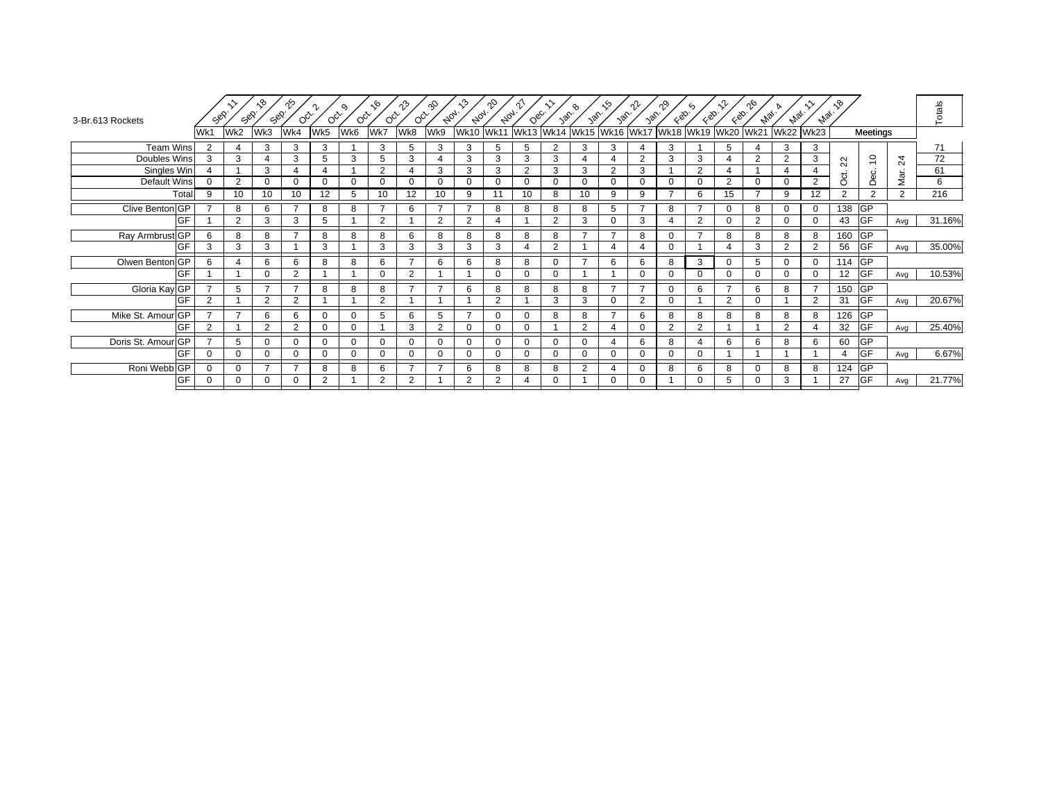3-Br.613 Rockets

| | | Sep. 11 | Sep. 18 | Sep. 25 | Oct. 2 | Oct. 9 | Oct. 16 | Oct. 23 | Oct. 30 | Nov. 13 | Nov. 20 | Nov. 27 | Dec. 11 | Jan. 8 | Jan. 15 | Jan. 22 | Jan. 29 | Feb. 5 | Feb. 12 | Feb. 26 | Mar. 4 | Mar. 11 | Mar. 18 | | | | |
|---|---|---|---|---|---|---|---|---|---|---|---|---|---|---|---|---|---|---|---|---|---|---|---|---|---|---|---|
| | | Wk1 | Wk2 | Wk3 | Wk4 | Wk5 | Wk6 | Wk7 | Wk8 | Wk9 | Wk10 | Wk11 | Wk13 | Wk14 | Wk15 | Wk16 | Wk17 | Wk18 | Wk19 | Wk20 | Wk21 | Wk22 | Wk23 | Meetings | | | Totals |
| | | | | | | | | | | | | | | | | | | | | | | | | Oct. 22 | Dec. 10 | Mar. 24 | |
| Team Wins | | 2 | 4 | 3 | 3 | 3 | 1 | 3 | 5 | 3 | 3 | 5 | 5 | 2 | 3 | 3 | 4 | 3 | 1 | 5 | 4 | 3 | 3 | | | | 71 |
| Doubles Wins | | 3 | 3 | 4 | 3 | 5 | 3 | 5 | 3 | 4 | 3 | 3 | 3 | 3 | 4 | 4 | 2 | 3 | 3 | 4 | 2 | 2 | 3 | | | | 72 |
| Singles Win | | 4 | 1 | 3 | 4 | 4 | 1 | 2 | 4 | 3 | 3 | 3 | 2 | 3 | 3 | 2 | 3 | 1 | 2 | 4 | 1 | 4 | 4 | | | | 61 |
| Default Wins | | 0 | 2 | 0 | 0 | 0 | 0 | 0 | 0 | 0 | 0 | 0 | 0 | 0 | 0 | 0 | 0 | 0 | 0 | 2 | 0 | 0 | 2 | | | | 6 |
| Total | | 9 | 10 | 10 | 10 | 12 | 5 | 10 | 12 | 10 | 9 | 11 | 10 | 8 | 10 | 9 | 9 | 7 | 6 | 15 | 7 | 9 | 12 | 2 | 2 | 2 | 216 |
| Clive Benton | GP | 7 | 8 | 6 | 7 | 8 | 8 | 7 | 6 | 7 | 7 | 8 | 8 | 8 | 8 | 5 | 7 | 8 | 7 | 0 | 8 | 0 | 0 | 138 | GP | | |
| | GF | 1 | 2 | 3 | 3 | 5 | 1 | 2 | 1 | 2 | 2 | 4 | 1 | 2 | 3 | 0 | 3 | 4 | 2 | 0 | 2 | 0 | 0 | 43 | GF | Avg | 31.16% |
| Ray Armbrust | GP | 6 | 8 | 8 | 7 | 8 | 8 | 8 | 6 | 8 | 8 | 8 | 8 | 8 | 7 | 7 | 8 | 0 | 7 | 8 | 8 | 8 | 8 | 160 | GP | | |
| | GF | 3 | 3 | 3 | 1 | 3 | 1 | 3 | 3 | 3 | 3 | 3 | 4 | 2 | 1 | 4 | 4 | 0 | 1 | 4 | 3 | 2 | 2 | 56 | GF | Avg | 35.00% |
| Olwen Benton | GP | 6 | 4 | 6 | 6 | 8 | 8 | 6 | 7 | 6 | 6 | 8 | 8 | 0 | 7 | 6 | 6 | 8 | 3 | 0 | 5 | 0 | 0 | 114 | GP | | |
| | GF | 1 | 1 | 0 | 2 | 1 | 1 | 0 | 2 | 1 | 1 | 0 | 0 | 0 | 1 | 1 | 0 | 0 | 0 | 0 | 0 | 0 | 0 | 12 | GF | Avg | 10.53% |
| Gloria Kay | GP | 7 | 5 | 7 | 7 | 8 | 8 | 8 | 7 | 7 | 6 | 8 | 8 | 8 | 8 | 7 | 7 | 0 | 6 | 7 | 6 | 8 | 7 | 150 | GP | | |
| | GF | 2 | 1 | 2 | 2 | 1 | 1 | 2 | 1 | 1 | 1 | 2 | 1 | 3 | 3 | 0 | 2 | 0 | 1 | 2 | 0 | 1 | 2 | 31 | GF | Avg | 20.67% |
| Mike St. Amour | GP | 7 | 7 | 6 | 6 | 0 | 0 | 5 | 6 | 5 | 7 | 0 | 0 | 8 | 8 | 7 | 6 | 8 | 8 | 8 | 8 | 8 | 8 | 126 | GP | | |
| | GF | 2 | 1 | 2 | 2 | 0 | 0 | 1 | 3 | 2 | 0 | 0 | 0 | 1 | 2 | 4 | 0 | 2 | 2 | 1 | 1 | 2 | 4 | 32 | GF | Avg | 25.40% |
| Doris St. Amour | GP | 7 | 5 | 0 | 0 | 0 | 0 | 0 | 0 | 0 | 0 | 0 | 0 | 0 | 0 | 4 | 6 | 8 | 4 | 6 | 6 | 8 | 6 | 60 | GP | | |
| | GF | 0 | 0 | 0 | 0 | 0 | 0 | 0 | 0 | 0 | 0 | 0 | 0 | 0 | 0 | 0 | 0 | 0 | 0 | 1 | 1 | 1 | 1 | 4 | GF | Avg | 6.67% |
| Roni Webb | GP | 0 | 0 | 7 | 7 | 8 | 8 | 6 | 7 | 7 | 6 | 8 | 8 | 8 | 2 | 4 | 0 | 8 | 6 | 8 | 0 | 8 | 8 | 124 | GP | | |
| | GF | 0 | 0 | 0 | 0 | 2 | 1 | 2 | 2 | 1 | 2 | 2 | 4 | 0 | 1 | 0 | 0 | 1 | 0 | 5 | 0 | 3 | 1 | 27 | GF | Avg | 21.77% |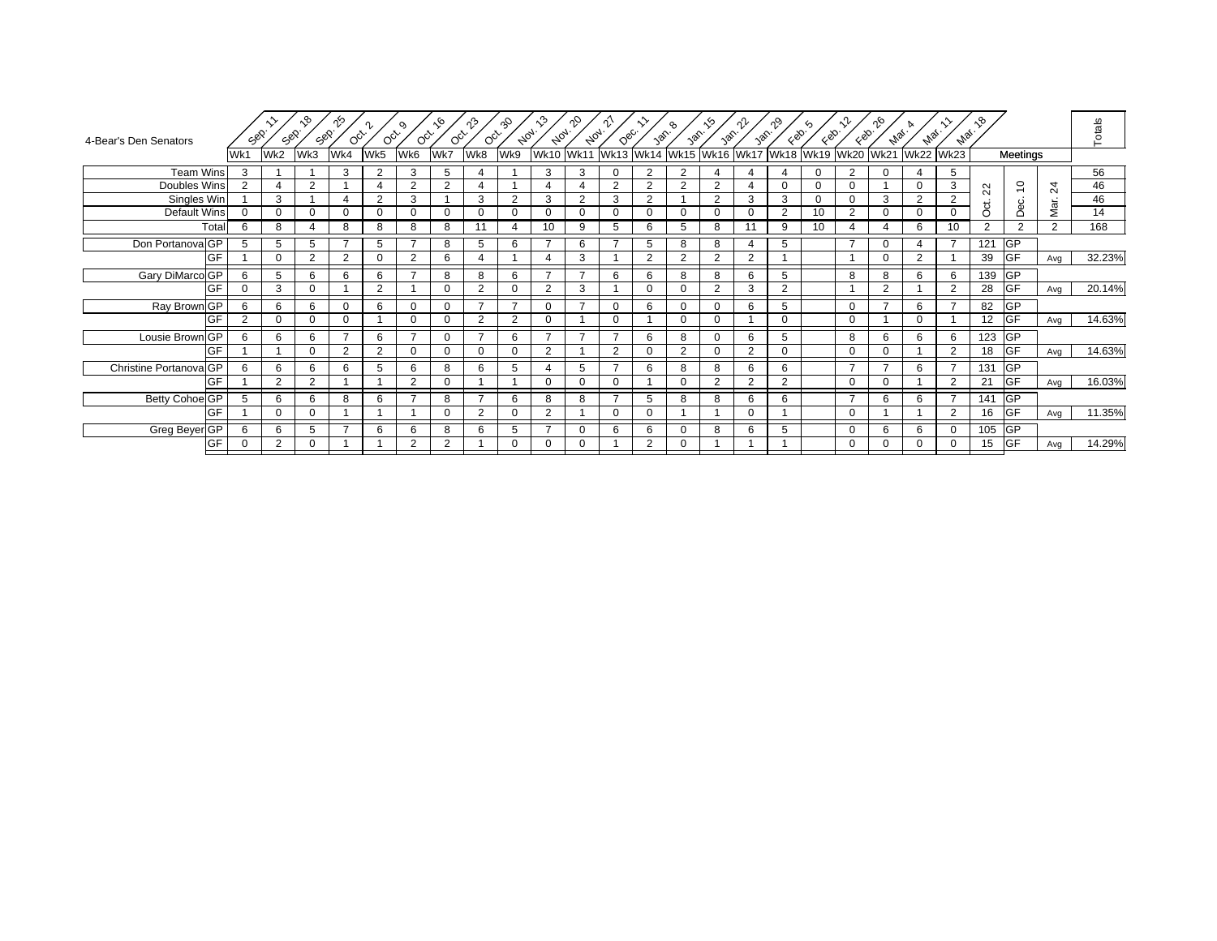4-Bear's Den Senators

| 4-Bear's Den Senators | | Sep. 11 | Sep. 18 | Sep. 25 | Oct. 2 | Oct. 9 | Oct. 16 | Oct. 23 | Oct. 30 | Nov. 13 | Nov. 20 | Nov. 27 | Dec. 11 | Jan. 8 | Jan. 15 | Jan. 22 | Jan. 29 | Feb. 5 | Feb. 12 | Feb. 26 | Mar. 4 | Mar. 11 | Mar. 18 | | | | Totals |
|---|---|---|---|---|---|---|---|---|---|---|---|---|---|---|---|---|---|---|---|---|---|---|---|---|---|---|---|
| | | Wk1 | Wk2 | Wk3 | Wk4 | Wk5 | Wk6 | Wk7 | Wk8 | Wk9 | Wk10 | Wk11 | Wk13 | Wk14 | Wk15 | Wk16 | Wk17 | Wk18 | Wk19 | Wk20 | Wk21 | Wk22 | Wk23 | Oct. 22 | Meetings Dec. 10 | Mar. 24 | |
| Team Wins | | 3 | 1 | 1 | 3 | 2 | 3 | 5 | 4 | 1 | 3 | 3 | 0 | 2 | 2 | 4 | 4 | 4 | 0 | 2 | 0 | 4 | 5 | | | | 56 |
| Doubles Wins | | 2 | 4 | 2 | 1 | 4 | 2 | 2 | 4 | 1 | 4 | 4 | 2 | 2 | 2 | 2 | 4 | 0 | 0 | 0 | 1 | 0 | 3 | | | | 46 |
| Singles Win | | 1 | 3 | 1 | 4 | 2 | 3 | 1 | 3 | 2 | 3 | 2 | 3 | 2 | 1 | 2 | 3 | 3 | 0 | 0 | 3 | 2 | 2 | | | | 46 |
| Default Wins | | 0 | 0 | 0 | 0 | 0 | 0 | 0 | 0 | 0 | 0 | 0 | 0 | 0 | 0 | 0 | 0 | 2 | 10 | 2 | 0 | 0 | 0 | | | | 14 |
| Total | | 6 | 8 | 4 | 8 | 8 | 8 | 8 | 11 | 4 | 10 | 9 | 5 | 6 | 5 | 8 | 11 | 9 | 10 | 4 | 4 | 6 | 10 | 2 | 2 | 2 | 168 |
| Don Portanova | GP | 5 | 5 | 5 | 7 | 5 | 7 | 8 | 5 | 6 | 7 | 6 | 7 | 5 | 8 | 8 | 4 | 5 | | 7 | 0 | 4 | 7 | 121 | GP | | |
| | GF | 1 | 0 | 2 | 2 | 0 | 2 | 6 | 4 | 1 | 4 | 3 | 1 | 2 | 2 | 2 | 2 | 1 | | 1 | 0 | 2 | 1 | 39 | GF | Avg | 32.23% |
| Gary DiMarco | GP | 6 | 5 | 6 | 6 | 6 | 7 | 8 | 8 | 6 | 7 | 7 | 6 | 6 | 8 | 8 | 6 | 5 | | 8 | 8 | 6 | 6 | 139 | GP | | |
| | GF | 0 | 3 | 0 | 1 | 2 | 1 | 0 | 2 | 0 | 2 | 3 | 1 | 0 | 0 | 2 | 3 | 2 | | 1 | 2 | 1 | 2 | 28 | GF | Avg | 20.14% |
| Ray Brown | GP | 6 | 6 | 6 | 0 | 6 | 0 | 0 | 7 | 7 | 0 | 7 | 0 | 6 | 0 | 0 | 6 | 5 | | 0 | 7 | 6 | 7 | 82 | GP | | |
| | GF | 2 | 0 | 0 | 0 | 1 | 0 | 0 | 2 | 2 | 0 | 1 | 0 | 1 | 0 | 0 | 1 | 0 | | 0 | 1 | 0 | 1 | 12 | GF | Avg | 14.63% |
| Lousie Brown | GP | 6 | 6 | 6 | 7 | 6 | 7 | 0 | 7 | 6 | 7 | 7 | 7 | 6 | 8 | 0 | 6 | 5 | | 8 | 6 | 6 | 6 | 123 | GP | | |
| | GF | 1 | 1 | 0 | 2 | 2 | 0 | 0 | 0 | 0 | 2 | 1 | 2 | 0 | 2 | 0 | 2 | 0 | | 0 | 0 | 1 | 2 | 18 | GF | Avg | 14.63% |
| Christine Portanova | GP | 6 | 6 | 6 | 6 | 5 | 6 | 8 | 6 | 5 | 4 | 5 | 7 | 6 | 8 | 8 | 6 | 6 | | 7 | 7 | 6 | 7 | 131 | GP | | |
| | GF | 1 | 2 | 2 | 1 | 1 | 2 | 0 | 1 | 1 | 0 | 0 | 0 | 1 | 0 | 2 | 2 | 2 | | 0 | 0 | 1 | 2 | 21 | GF | Avg | 16.03% |
| Betty Cohoe | GP | 5 | 6 | 6 | 8 | 6 | 7 | 8 | 7 | 6 | 8 | 8 | 7 | 5 | 8 | 8 | 6 | 6 | | 7 | 6 | 6 | 7 | 141 | GP | | |
| | GF | 1 | 0 | 0 | 1 | 1 | 1 | 0 | 2 | 0 | 2 | 1 | 0 | 0 | 1 | 1 | 0 | 1 | | 0 | 1 | 1 | 2 | 16 | GF | Avg | 11.35% |
| Greg Beyer | GP | 6 | 6 | 5 | 7 | 6 | 6 | 8 | 6 | 5 | 7 | 0 | 6 | 6 | 0 | 8 | 6 | 5 | | 0 | 6 | 6 | 0 | 105 | GP | | |
| | GF | 0 | 2 | 0 | 1 | 1 | 2 | 2 | 1 | 0 | 0 | 0 | 1 | 2 | 0 | 1 | 1 | 1 | | 0 | 0 | 0 | 0 | 15 | GF | Avg | 14.29% |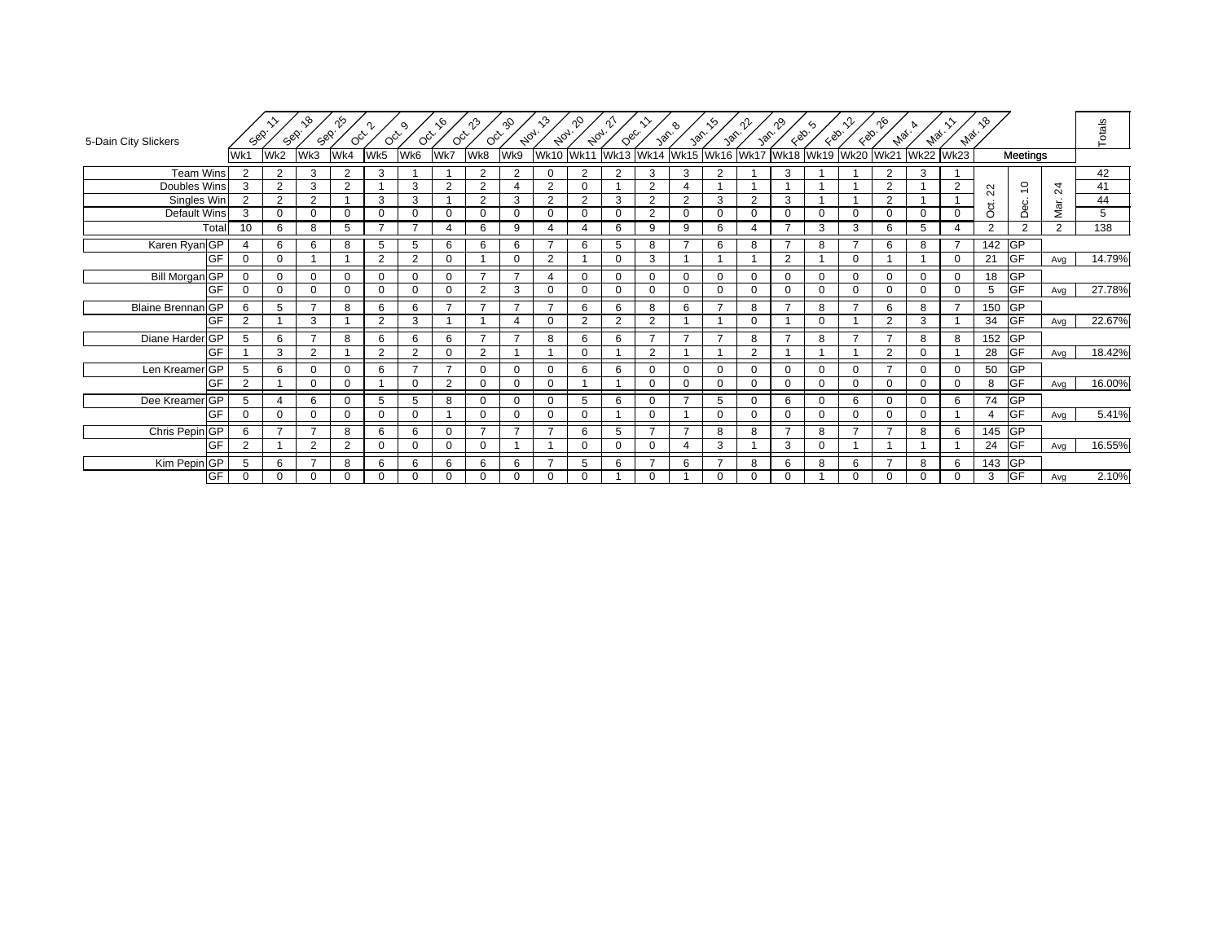| 5-Dain City Slickers | | Sep. 11 | Sep. 18 | Sep. 25 | Oct. 2 | Oct. 9 | Oct. 16 | Oct. 23 | Oct. 30 | Nov. 13 | Nov. 20 | Nov. 27 | Dec. 11 | Jan. 8 | Jan. 15 | Jan. 22 | Jan. 29 | Feb. 5 | Feb. 12 | Feb. 26 | Mar. 4 | Mar. 11 | Mar. 18 | | | | Totals |
|---|---|---|---|---|---|---|---|---|---|---|---|---|---|---|---|---|---|---|---|---|---|---|---|---|---|---|---|
| | | Wk1 | Wk2 | Wk3 | Wk4 | Wk5 | Wk6 | Wk7 | Wk8 | Wk9 | Wk10 | Wk11 | Wk13 | Wk14 | Wk15 | Wk16 | Wk17 | Wk18 | Wk19 | Wk20 | Wk21 | Wk22 | Wk23 | Meetings | | | |
| | | | | | | | | | | | | | | | | | | | | | | | | Oct. 22 | Dec. 10 | Mar. 24 | |
| Team Wins | | 2 | 2 | 3 | 2 | 3 | 1 | 1 | 2 | 2 | 0 | 2 | 2 | 3 | 3 | 2 | 1 | 3 | 1 | 1 | 2 | 3 | 1 | | | | 42 |
| Doubles Wins | | 3 | 2 | 3 | 2 | 1 | 3 | 2 | 2 | 4 | 2 | 0 | 1 | 2 | 4 | 1 | 1 | 1 | 1 | 1 | 2 | 1 | 2 | | | | 41 |
| Singles Win | | 2 | 2 | 2 | 1 | 3 | 3 | 1 | 2 | 3 | 2 | 2 | 3 | 2 | 2 | 3 | 2 | 3 | 1 | 1 | 2 | 1 | 1 | | | | 44 |
| Default Wins | | 3 | 0 | 0 | 0 | 0 | 0 | 0 | 0 | 0 | 0 | 0 | 0 | 2 | 0 | 0 | 0 | 0 | 0 | 0 | 0 | 0 | 0 | | | | 5 |
| | Total | 10 | 6 | 8 | 5 | 7 | 7 | 4 | 6 | 9 | 4 | 4 | 6 | 9 | 9 | 6 | 4 | 7 | 3 | 3 | 6 | 5 | 4 | 2 | 2 | 2 | 138 |
| Karen Ryan | GP | 4 | 6 | 6 | 8 | 5 | 5 | 6 | 6 | 6 | 7 | 6 | 5 | 8 | 7 | 6 | 8 | 7 | 8 | 7 | 6 | 8 | 7 | 142 | GP | | |
| | GF | 0 | 0 | 1 | 1 | 2 | 2 | 0 | 1 | 0 | 2 | 1 | 0 | 3 | 1 | 1 | 1 | 2 | 1 | 0 | 1 | 1 | 0 | 21 | GF | Avg | 14.79% |
| Bill Morgan | GP | 0 | 0 | 0 | 0 | 0 | 0 | 0 | 7 | 7 | 4 | 0 | 0 | 0 | 0 | 0 | 0 | 0 | 0 | 0 | 0 | 0 | 0 | 18 | GP | | |
| | GF | 0 | 0 | 0 | 0 | 0 | 0 | 0 | 2 | 3 | 0 | 0 | 0 | 0 | 0 | 0 | 0 | 0 | 0 | 0 | 0 | 0 | 0 | 5 | GF | Avg | 27.78% |
| Blaine Brennan | GP | 6 | 5 | 7 | 8 | 6 | 6 | 7 | 7 | 7 | 7 | 6 | 6 | 8 | 6 | 7 | 8 | 7 | 8 | 7 | 6 | 8 | 7 | 150 | GP | | |
| | GF | 2 | 1 | 3 | 1 | 2 | 3 | 1 | 1 | 4 | 0 | 2 | 2 | 2 | 1 | 1 | 0 | 1 | 0 | 1 | 2 | 3 | 1 | 34 | GF | Avg | 22.67% |
| Diane Harder | GP | 5 | 6 | 7 | 8 | 6 | 6 | 6 | 7 | 7 | 8 | 6 | 6 | 7 | 7 | 7 | 8 | 7 | 8 | 7 | 7 | 8 | 8 | 152 | GP | | |
| | GF | 1 | 3 | 2 | 1 | 2 | 2 | 0 | 2 | 1 | 1 | 0 | 1 | 2 | 1 | 1 | 2 | 1 | 1 | 1 | 2 | 0 | 1 | 28 | GF | Avg | 18.42% |
| Len Kreamer | GP | 5 | 6 | 0 | 0 | 6 | 7 | 7 | 0 | 0 | 0 | 6 | 6 | 0 | 0 | 0 | 0 | 0 | 0 | 0 | 7 | 0 | 0 | 50 | GP | | |
| | GF | 2 | 1 | 0 | 0 | 1 | 0 | 2 | 0 | 0 | 0 | 1 | 1 | 0 | 0 | 0 | 0 | 0 | 0 | 0 | 0 | 0 | 0 | 8 | GF | Avg | 16.00% |
| Dee Kreamer | GP | 5 | 4 | 6 | 0 | 5 | 5 | 8 | 0 | 0 | 0 | 5 | 6 | 0 | 7 | 5 | 0 | 6 | 0 | 6 | 0 | 0 | 6 | 74 | GP | | |
| | GF | 0 | 0 | 0 | 0 | 0 | 0 | 1 | 0 | 0 | 0 | 0 | 1 | 0 | 1 | 0 | 0 | 0 | 0 | 0 | 0 | 0 | 1 | 4 | GF | Avg | 5.41% |
| Chris Pepin | GP | 6 | 7 | 7 | 8 | 6 | 6 | 0 | 7 | 7 | 7 | 6 | 5 | 7 | 7 | 8 | 8 | 7 | 8 | 7 | 7 | 8 | 6 | 145 | GP | | |
| | GF | 2 | 1 | 2 | 2 | 0 | 0 | 0 | 0 | 1 | 1 | 0 | 0 | 0 | 4 | 3 | 1 | 3 | 0 | 1 | 1 | 1 | 1 | 24 | GF | Avg | 16.55% |
| Kim Pepin | GP | 5 | 6 | 7 | 8 | 6 | 6 | 6 | 6 | 6 | 7 | 5 | 6 | 7 | 6 | 7 | 8 | 6 | 8 | 6 | 7 | 8 | 6 | 143 | GP | | |
| | GF | 0 | 0 | 0 | 0 | 0 | 0 | 0 | 0 | 0 | 0 | 0 | 1 | 0 | 1 | 0 | 0 | 0 | 1 | 0 | 0 | 0 | 0 | 3 | GF | Avg | 2.10% |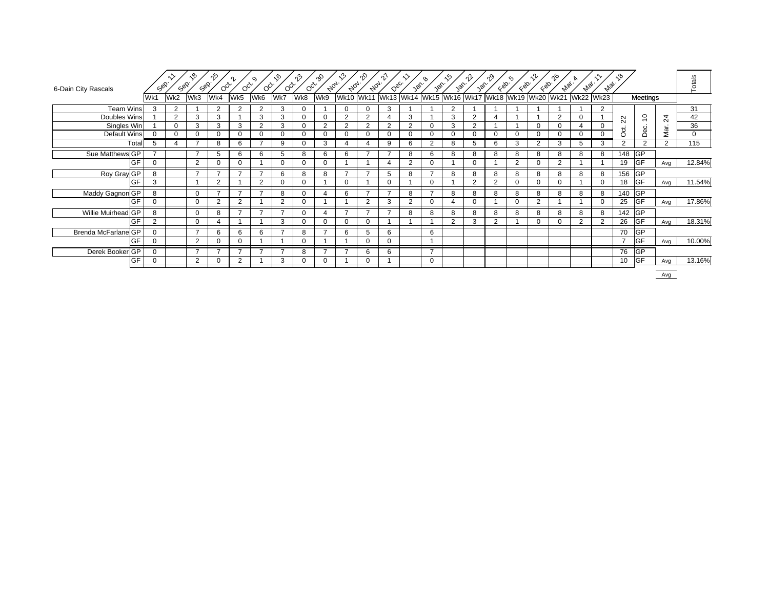| 6-Dain City Rascals | | Sep. 11 | Sep. 18 | Sep. 25 | Oct. 2 | Oct. 9 | Oct. 16 | Oct. 23 | Oct. 30 | Nov. 13 | Nov. 20 | Nov. 27 | Dec. 11 | Jan. 8 | Jan. 15 | Jan. 22 | Jan. 29 | Feb. 5 | Feb. 12 | Feb. 26 | Mar. 4 | Mar. 11 | Mar. 18 | | | | Totals |
|---|---|---|---|---|---|---|---|---|---|---|---|---|---|---|---|---|---|---|---|---|---|---|---|---|---|---|---|
| | | Wk1 | Wk2 | Wk3 | Wk4 | Wk5 | Wk6 | Wk7 | Wk8 | Wk9 | Wk10 | Wk11 | Wk13 | Wk14 | Wk15 | Wk16 | Wk17 | Wk18 | Wk19 | Wk20 | Wk21 | Wk22 | Wk23 | Meetings | | | |
| | | | | | | | | | | | | | | | | | | | | | | | | Oct. 22 | Dec. 10 | Mar. 24 | |
| Team Wins | | 3 | 2 | 1 | 2 | 2 | 2 | 3 | 0 | 1 | 0 | 0 | 3 | 1 | 1 | 2 | 1 | 1 | 1 | 1 | 1 | 1 | 2 | | | | 31 |
| Doubles Wins | | 1 | 2 | 3 | 3 | 1 | 3 | 3 | 0 | 0 | 2 | 2 | 4 | 3 | 1 | 3 | 2 | 4 | 1 | 1 | 2 | 0 | 1 | | | | 42 |
| Singles Win | | 1 | 0 | 3 | 3 | 3 | 2 | 3 | 0 | 2 | 2 | 2 | 2 | 2 | 0 | 3 | 2 | 1 | 1 | 0 | 0 | 4 | 0 | | | | 36 |
| Default Wins | | 0 | 0 | 0 | 0 | 0 | 0 | 0 | 0 | 0 | 0 | 0 | 0 | 0 | 0 | 0 | 0 | 0 | 0 | 0 | 0 | 0 | 0 | | | | 0 |
| Total | | 5 | 4 | 7 | 8 | 6 | 7 | 9 | 0 | 3 | 4 | 4 | 9 | 6 | 2 | 8 | 5 | 6 | 3 | 2 | 3 | 5 | 3 | 2 | 2 | 2 | 115 |
| Sue Matthews | GP | 7 | | 7 | 5 | 6 | 6 | 5 | 8 | 6 | 6 | 7 | 7 | 8 | 6 | 8 | 8 | 8 | 8 | 8 | 8 | 8 | 8 | 148 | GP | | |
| | GF | 0 | | 2 | 0 | 0 | 1 | 0 | 0 | 0 | 1 | 1 | 4 | 2 | 0 | 1 | 0 | 1 | 2 | 0 | 2 | 1 | 1 | 19 | GF | Avg | 12.84% |
| Roy Gray | GP | 8 | | 7 | 7 | 7 | 7 | 6 | 8 | 8 | 7 | 7 | 5 | 8 | 7 | 8 | 8 | 8 | 8 | 8 | 8 | 8 | 8 | 156 | GP | | |
| | GF | 3 | | 1 | 2 | 1 | 2 | 0 | 0 | 1 | 0 | 1 | 0 | 1 | 0 | 1 | 2 | 2 | 0 | 0 | 0 | 1 | 0 | 18 | GF | Avg | 11.54% |
| Maddy Gagnon | GP | 8 | | 0 | 7 | 7 | 7 | 8 | 0 | 4 | 6 | 7 | 7 | 8 | 7 | 8 | 8 | 8 | 8 | 8 | 8 | 8 | 8 | 140 | GP | | |
| | GF | 0 | | 0 | 2 | 2 | 1 | 2 | 0 | 1 | 1 | 2 | 3 | 2 | 0 | 4 | 0 | 1 | 0 | 2 | 1 | 1 | 0 | 25 | GF | Avg | 17.86% |
| Willie Muirhead | GP | 8 | | 0 | 8 | 7 | 7 | 7 | 0 | 4 | 7 | 7 | 7 | 8 | 8 | 8 | 8 | 8 | 8 | 8 | 8 | 8 | 8 | 142 | GP | | |
| | GF | 2 | | 0 | 4 | 1 | 1 | 3 | 0 | 0 | 0 | 0 | 1 | 1 | 1 | 2 | 3 | 2 | 1 | 0 | 0 | 2 | 2 | 26 | GF | Avg | 18.31% |
| Brenda McFarlane | GP | 0 | | 7 | 6 | 6 | 6 | 7 | 8 | 7 | 6 | 5 | 6 | | 6 | | | | | | | | | 70 | GP | | |
| | GF | 0 | | 2 | 0 | 0 | 1 | 1 | 0 | 1 | 1 | 0 | 0 | | 1 | | | | | | | | | 7 | GF | Avg | 10.00% |
| Derek Booker | GP | 0 | | 7 | 7 | 7 | 7 | 7 | 8 | 7 | 7 | 6 | 6 | | 7 | | | | | | | | | 76 | GP | | |
| | GF | 0 | | 2 | 0 | 2 | 1 | 3 | 0 | 0 | 1 | 0 | 1 | | 0 | | | | | | | | | 10 | GF | Avg | 13.16% |
| | | | | | | | | | | | | | | | | | | | | | | | | | | Avg | |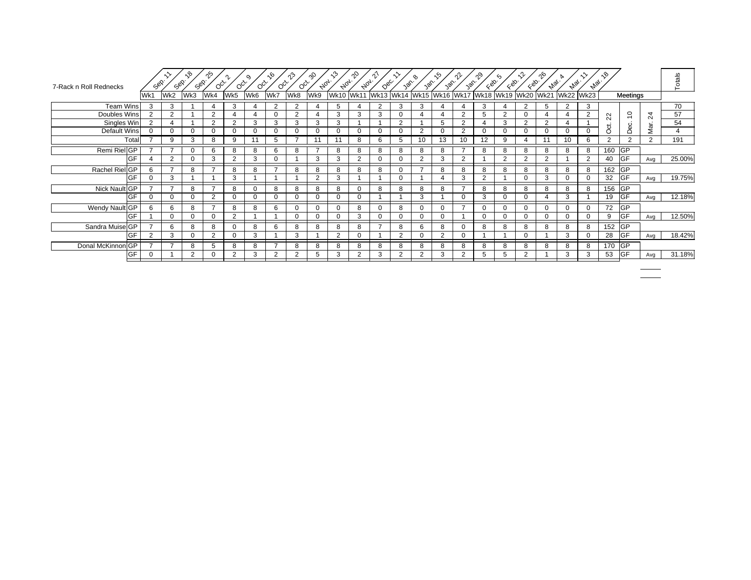| 7-Rack n Roll Rednecks | | Sep. 11 | Sep. 18 | Sep. 25 | Oct. 2 | Oct. 9 | Oct. 16 | Oct. 23 | Oct. 30 | Nov. 13 | Nov. 20 | Nov. 27 | Dec. 11 | Jan. 8 | Jan. 15 | Jan. 22 | Jan. 29 | Feb. 5 | Feb. 12 | Feb. 26 | Mar. 4 | Mar. 11 | Mar. 18 | | | | Totals |
|---|---|---|---|---|---|---|---|---|---|---|---|---|---|---|---|---|---|---|---|---|---|---|---|---|---|---|---|
| | | Wk1 | Wk2 | Wk3 | Wk4 | Wk5 | Wk6 | Wk7 | Wk8 | Wk9 | Wk10 | Wk11 | Wk13 | Wk14 | Wk15 | Wk16 | Wk17 | Wk18 | Wk19 | Wk20 | Wk21 | Wk22 | Wk23 | Meetings | | | |
| Team Wins | | 3 | 3 | 1 | 4 | 3 | 4 | 2 | 2 | 4 | 5 | 4 | 2 | 3 | 3 | 4 | 4 | 3 | 4 | 2 | 5 | 2 | 3 | | | | 70 |
| Doubles Wins | | 2 | 2 | 1 | 2 | 4 | 4 | 0 | 2 | 4 | 3 | 3 | 3 | 0 | 4 | 4 | 2 | 5 | 2 | 0 | 4 | 4 | 2 | Oct. 22 | Dec. 10 | Mar. 24 | 57 |
| Singles Win | | 2 | 4 | 1 | 2 | 2 | 3 | 3 | 3 | 3 | 3 | 1 | 1 | 2 | 1 | 5 | 2 | 4 | 3 | 2 | 2 | 4 | 1 | | | | 54 |
| Default Wins | | 0 | 0 | 0 | 0 | 0 | 0 | 0 | 0 | 0 | 0 | 0 | 0 | 0 | 2 | 0 | 2 | 0 | 0 | 0 | 0 | 0 | 0 | | | | 4 |
| Total | | 7 | 9 | 3 | 8 | 9 | 11 | 5 | 7 | 11 | 11 | 8 | 6 | 5 | 10 | 13 | 10 | 12 | 9 | 4 | 11 | 10 | 6 | 2 | 2 | 2 | 191 |
| Remi Riel | GP | 7 | 7 | 0 | 6 | 8 | 8 | 6 | 8 | 7 | 8 | 8 | 8 | 8 | 8 | 8 | 7 | 8 | 8 | 8 | 8 | 8 | 8 | 160 | GP | | |
| | GF | 4 | 2 | 0 | 3 | 2 | 3 | 0 | 1 | 3 | 3 | 2 | 0 | 0 | 2 | 3 | 2 | 1 | 2 | 2 | 2 | 1 | 2 | 40 | GF | Avg | 25.00% |
| Rachel Riel | GP | 6 | 7 | 8 | 7 | 8 | 8 | 7 | 8 | 8 | 8 | 8 | 8 | 0 | 7 | 8 | 8 | 8 | 8 | 8 | 8 | 8 | 8 | 162 | GP | | |
| | GF | 0 | 3 | 1 | 1 | 3 | 1 | 1 | 1 | 2 | 3 | 1 | 1 | 0 | 1 | 4 | 3 | 2 | 1 | 0 | 3 | 0 | 0 | 32 | GF | Avg | 19.75% |
| Nick Nault | GP | 7 | 7 | 8 | 7 | 8 | 0 | 8 | 8 | 8 | 8 | 0 | 8 | 8 | 8 | 8 | 7 | 8 | 8 | 8 | 8 | 8 | 8 | 156 | GP | | |
| | GF | 0 | 0 | 0 | 2 | 0 | 0 | 0 | 0 | 0 | 0 | 0 | 1 | 1 | 3 | 1 | 0 | 3 | 0 | 0 | 4 | 3 | 1 | 19 | GF | Avg | 12.18% |
| Wendy Nault | GP | 6 | 6 | 8 | 7 | 8 | 8 | 6 | 0 | 0 | 0 | 8 | 0 | 8 | 0 | 0 | 7 | 0 | 0 | 0 | 0 | 0 | 0 | 72 | GP | | |
| | GF | 1 | 0 | 0 | 0 | 2 | 1 | 1 | 0 | 0 | 0 | 3 | 0 | 0 | 0 | 0 | 1 | 0 | 0 | 0 | 0 | 0 | 0 | 9 | GF | Avg | 12.50% |
| Sandra Muise | GP | 7 | 6 | 8 | 8 | 0 | 8 | 6 | 8 | 8 | 8 | 8 | 7 | 8 | 6 | 8 | 0 | 8 | 8 | 8 | 8 | 8 | 8 | 152 | GP | | |
| | GF | 2 | 3 | 0 | 2 | 0 | 3 | 1 | 3 | 1 | 2 | 0 | 1 | 2 | 0 | 2 | 0 | 1 | 1 | 0 | 1 | 3 | 0 | 28 | GF | Avg | 18.42% |
| Donal McKinnon | GP | 7 | 7 | 8 | 5 | 8 | 8 | 7 | 8 | 8 | 8 | 8 | 8 | 8 | 8 | 8 | 8 | 8 | 8 | 8 | 8 | 8 | 8 | 170 | GP | | |
| | GF | 0 | 1 | 2 | 0 | 2 | 3 | 2 | 2 | 5 | 3 | 2 | 3 | 2 | 2 | 3 | 2 | 5 | 5 | 2 | 1 | 3 | 3 | 53 | GF | Avg | 31.18% |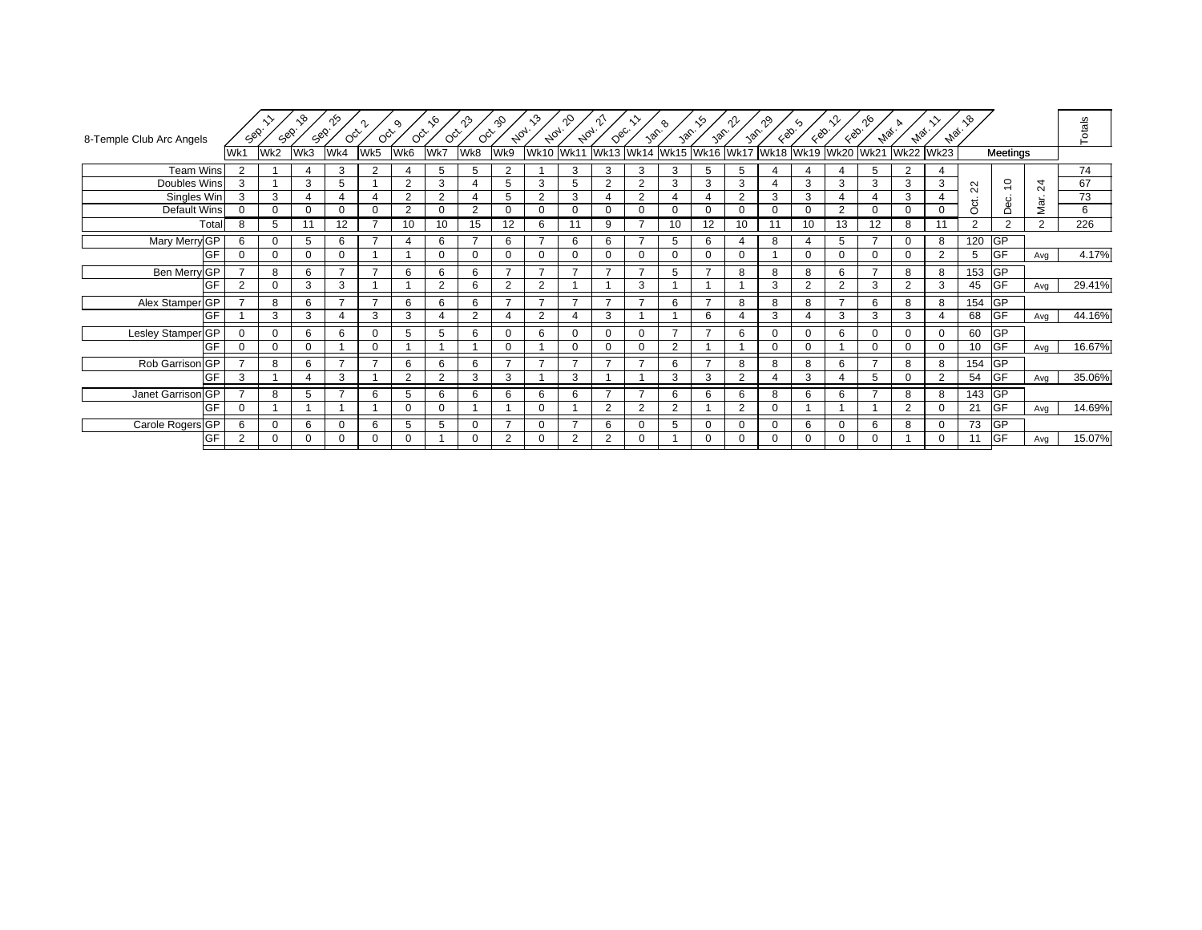| 8-Temple Club Arc Angels | | Sep. 11 | Sep. 18 | Sep. 25 | Oct. 2 | Oct. 9 | Oct. 16 | Oct. 23 | Oct. 30 | Nov. 13 | Nov. 20 | Nov. 27 | Dec. 11 | Jan. 8 | Jan. 15 | Jan. 22 | Jan. 29 | Feb. 5 | Feb. 12 | Feb. 26 | Mar. 4 | Mar. 11 | Mar. 18 | | | | Totals |
|---|---|---|---|---|---|---|---|---|---|---|---|---|---|---|---|---|---|---|---|---|---|---|---|---|---|---|---|
| | | Wk1 | Wk2 | Wk3 | Wk4 | Wk5 | Wk6 | Wk7 | Wk8 | Wk9 | Wk10 | Wk11 | Wk13 | Wk14 | Wk15 | Wk16 | Wk17 | Wk18 | Wk19 | Wk20 | Wk21 | Wk22 | Wk23 | Meetings | | | |
| | | | | | | | | | | | | | | | | | | | | | | | | Oct. 22 | Dec. 10 | Mar. 24 | |
| Team Wins | | 2 | 1 | 4 | 3 | 2 | 4 | 5 | 5 | 2 | 1 | 3 | 3 | 3 | 3 | 5 | 5 | 4 | 4 | 4 | 5 | 2 | 4 | | | | 74 |
| Doubles Wins | | 3 | 1 | 3 | 5 | 1 | 2 | 3 | 4 | 5 | 3 | 5 | 2 | 2 | 3 | 3 | 3 | 4 | 3 | 3 | 3 | 3 | 3 | | | | 67 |
| Singles Win | | 3 | 3 | 4 | 4 | 4 | 2 | 2 | 4 | 5 | 2 | 3 | 4 | 2 | 4 | 4 | 2 | 3 | 3 | 4 | 4 | 3 | 4 | | | | 73 |
| Default Wins | | 0 | 0 | 0 | 0 | 0 | 2 | 0 | 2 | 0 | 0 | 0 | 0 | 0 | 0 | 0 | 0 | 0 | 0 | 2 | 0 | 0 | 0 | | | | 6 |
| Total | | 8 | 5 | 11 | 12 | 7 | 10 | 10 | 15 | 12 | 6 | 11 | 9 | 7 | 10 | 12 | 10 | 11 | 10 | 13 | 12 | 8 | 11 | 2 | 2 | 2 | 226 |
| Mary Merry | GP | 6 | 0 | 5 | 6 | 7 | 4 | 6 | 7 | 6 | 7 | 6 | 6 | 7 | 5 | 6 | 4 | 8 | 4 | 5 | 7 | 0 | 8 | 120 | GP | | |
| | GF | 0 | 0 | 0 | 0 | 1 | 1 | 0 | 0 | 0 | 0 | 0 | 0 | 0 | 0 | 0 | 0 | 1 | 0 | 0 | 0 | 0 | 2 | 5 | GF | Avg | 4.17% |
| Ben Merry | GP | 7 | 8 | 6 | 7 | 7 | 6 | 6 | 6 | 7 | 7 | 7 | 7 | 7 | 5 | 7 | 8 | 8 | 8 | 6 | 7 | 8 | 8 | 153 | GP | | |
| | GF | 2 | 0 | 3 | 3 | 1 | 1 | 2 | 6 | 2 | 2 | 1 | 1 | 3 | 1 | 1 | 1 | 3 | 2 | 2 | 3 | 2 | 3 | 45 | GF | Avg | 29.41% |
| Alex Stamper | GP | 7 | 8 | 6 | 7 | 7 | 6 | 6 | 6 | 7 | 7 | 7 | 7 | 7 | 6 | 7 | 8 | 8 | 8 | 7 | 6 | 8 | 8 | 154 | GP | | |
| | GF | 1 | 3 | 3 | 4 | 3 | 3 | 4 | 2 | 4 | 2 | 4 | 3 | 1 | 1 | 6 | 4 | 3 | 4 | 3 | 3 | 3 | 4 | 68 | GF | Avg | 44.16% |
| Lesley Stamper | GP | 0 | 0 | 6 | 6 | 0 | 5 | 5 | 6 | 0 | 6 | 0 | 0 | 0 | 7 | 7 | 6 | 0 | 0 | 6 | 0 | 0 | 0 | 60 | GP | | |
| | GF | 0 | 0 | 0 | 1 | 0 | 1 | 1 | 1 | 0 | 1 | 0 | 0 | 0 | 2 | 1 | 1 | 0 | 0 | 1 | 0 | 0 | 0 | 10 | GF | Avg | 16.67% |
| Rob Garrison | GP | 7 | 8 | 6 | 7 | 7 | 6 | 6 | 6 | 7 | 7 | 7 | 7 | 7 | 6 | 7 | 8 | 8 | 8 | 6 | 7 | 8 | 8 | 154 | GP | | |
| | GF | 3 | 1 | 4 | 3 | 1 | 2 | 2 | 3 | 3 | 1 | 3 | 1 | 1 | 3 | 3 | 2 | 4 | 3 | 4 | 5 | 0 | 2 | 54 | GF | Avg | 35.06% |
| Janet Garrison | GP | 7 | 8 | 5 | 7 | 6 | 5 | 6 | 6 | 6 | 6 | 6 | 7 | 7 | 6 | 6 | 6 | 8 | 6 | 6 | 7 | 8 | 8 | 143 | GP | | |
| | GF | 0 | 1 | 1 | 1 | 1 | 0 | 0 | 1 | 1 | 0 | 1 | 2 | 2 | 2 | 1 | 2 | 0 | 1 | 1 | 1 | 2 | 0 | 21 | GF | Avg | 14.69% |
| Carole Rogers | GP | 6 | 0 | 6 | 0 | 6 | 5 | 5 | 0 | 7 | 0 | 7 | 6 | 0 | 5 | 0 | 0 | 0 | 6 | 0 | 6 | 8 | 0 | 73 | GP | | |
| | GF | 2 | 0 | 0 | 0 | 0 | 0 | 1 | 0 | 2 | 0 | 2 | 2 | 0 | 1 | 0 | 0 | 0 | 0 | 0 | 0 | 1 | 0 | 11 | GF | Avg | 15.07% |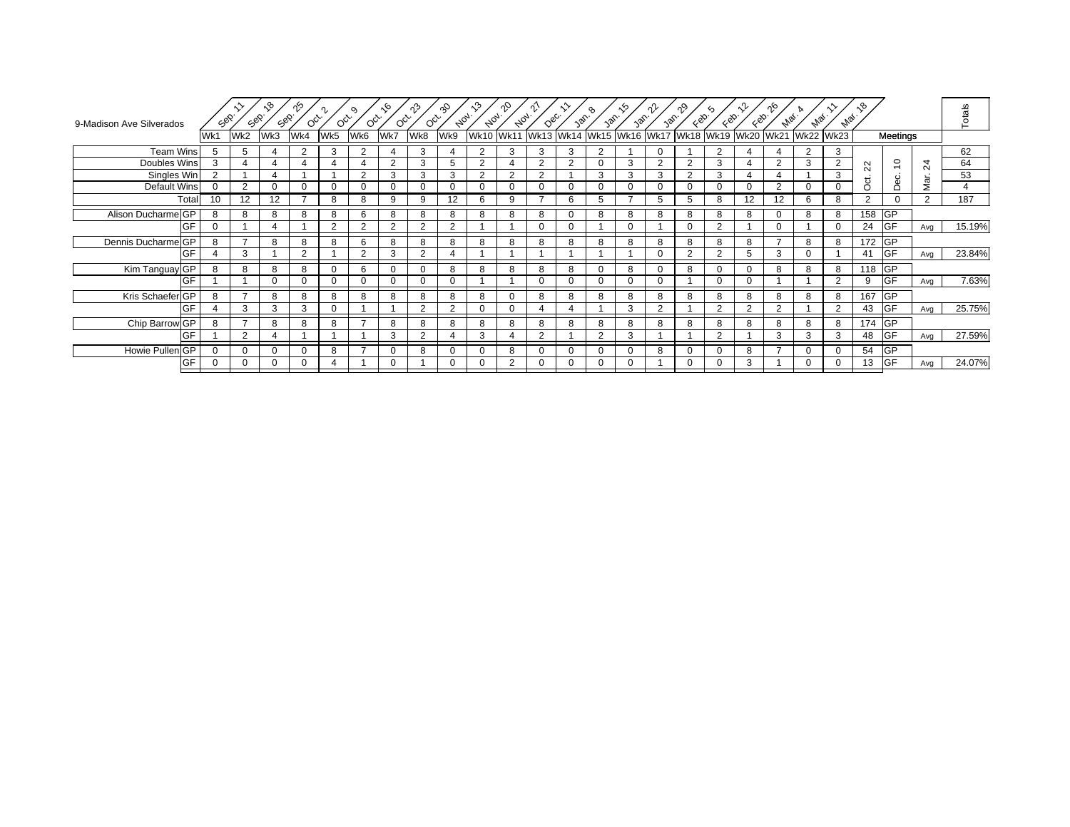| 9-Madison Ave Silverados | | Sep. 11 | Sep. 18 | Sep. 25 | Oct. 2 | Oct. 9 | Oct. 16 | Oct. 23 | Oct. 30 | Nov. 13 | Nov. 20 | Nov. 27 | Dec. 11 | Jan. 8 | Jan. 15 | Jan. 22 | Jan. 29 | Feb. 5 | Feb. 12 | Feb. 26 | Mar. 4 | Mar. 11 | Mar. 18 | | | | Totals |
|---|---|---|---|---|---|---|---|---|---|---|---|---|---|---|---|---|---|---|---|---|---|---|---|---|---|---|---|
| | | Wk1 | Wk2 | Wk3 | Wk4 | Wk5 | Wk6 | Wk7 | Wk8 | Wk9 | Wk10 | Wk11 | Wk13 | Wk14 | Wk15 | Wk16 | Wk17 | Wk18 | Wk19 | Wk20 | Wk21 | Wk22 | Wk23 | Meetings | | | |
| Team Wins | | 5 | 5 | 4 | 2 | 3 | 2 | 4 | 3 | 4 | 2 | 3 | 3 | 3 | 2 | 1 | 0 | 1 | 2 | 4 | 4 | 2 | 3 | Oct. 22 | Dec. 10 | Mar. 24 | 62 |
| Doubles Wins | | 3 | 4 | 4 | 4 | 4 | 4 | 2 | 3 | 5 | 2 | 4 | 2 | 2 | 0 | 3 | 2 | 2 | 3 | 4 | 2 | 3 | 2 | | | | 64 |
| Singles Win | | 2 | 1 | 4 | 1 | 1 | 2 | 3 | 3 | 3 | 2 | 2 | 2 | 1 | 3 | 3 | 3 | 2 | 3 | 4 | 4 | 1 | 3 | | | | 53 |
| Default Wins | | 0 | 2 | 0 | 0 | 0 | 0 | 0 | 0 | 0 | 0 | 0 | 0 | 0 | 0 | 0 | 0 | 0 | 0 | 0 | 2 | 0 | 0 | | | | 4 |
| Total | | 10 | 12 | 12 | 7 | 8 | 8 | 9 | 9 | 12 | 6 | 9 | 7 | 6 | 5 | 7 | 5 | 5 | 8 | 12 | 12 | 6 | 8 | 2 | 0 | 2 | 187 |
| Alison Ducharme | GP | 8 | 8 | 8 | 8 | 8 | 6 | 8 | 8 | 8 | 8 | 8 | 8 | 0 | 8 | 8 | 8 | 8 | 8 | 8 | 0 | 8 | 8 | 158 | GP | | |
| | GF | 0 | 1 | 4 | 1 | 2 | 2 | 2 | 2 | 2 | 1 | 1 | 0 | 0 | 1 | 0 | 1 | 0 | 2 | 1 | 0 | 1 | 0 | 24 | GF | Avg | 15.19% |
| Dennis Ducharme | GP | 8 | 7 | 8 | 8 | 8 | 6 | 8 | 8 | 8 | 8 | 8 | 8 | 8 | 8 | 8 | 8 | 8 | 8 | 8 | 7 | 8 | 8 | 172 | GP | | |
| | GF | 4 | 3 | 1 | 2 | 1 | 2 | 3 | 2 | 4 | 1 | 1 | 1 | 1 | 1 | 1 | 0 | 2 | 2 | 5 | 3 | 0 | 1 | 41 | GF | Avg | 23.84% |
| Kim Tanguay | GP | 8 | 8 | 8 | 8 | 0 | 6 | 0 | 0 | 8 | 8 | 8 | 8 | 8 | 0 | 8 | 0 | 8 | 0 | 0 | 8 | 8 | 8 | 118 | GP | | |
| | GF | 1 | 1 | 0 | 0 | 0 | 0 | 0 | 0 | 0 | 1 | 1 | 0 | 0 | 0 | 0 | 0 | 1 | 0 | 0 | 1 | 1 | 2 | 9 | GF | Avg | 7.63% |
| Kris Schaefer | GP | 8 | 7 | 8 | 8 | 8 | 8 | 8 | 8 | 8 | 8 | 0 | 8 | 8 | 8 | 8 | 8 | 8 | 8 | 8 | 8 | 8 | 8 | 167 | GP | | |
| | GF | 4 | 3 | 3 | 3 | 0 | 1 | 1 | 2 | 2 | 0 | 0 | 4 | 4 | 1 | 3 | 2 | 1 | 2 | 2 | 2 | 1 | 2 | 43 | GF | Avg | 25.75% |
| Chip Barrow | GP | 8 | 7 | 8 | 8 | 8 | 7 | 8 | 8 | 8 | 8 | 8 | 8 | 8 | 8 | 8 | 8 | 8 | 8 | 8 | 8 | 8 | 8 | 174 | GP | | |
| | GF | 1 | 2 | 4 | 1 | 1 | 1 | 3 | 2 | 4 | 3 | 4 | 2 | 1 | 2 | 3 | 1 | 1 | 2 | 1 | 3 | 3 | 3 | 48 | GF | Avg | 27.59% |
| Howie Pullen | GP | 0 | 0 | 0 | 0 | 8 | 7 | 0 | 8 | 0 | 0 | 8 | 0 | 0 | 0 | 0 | 8 | 0 | 0 | 8 | 7 | 0 | 0 | 54 | GP | | |
| | GF | 0 | 0 | 0 | 0 | 4 | 1 | 0 | 1 | 0 | 0 | 2 | 0 | 0 | 0 | 0 | 1 | 0 | 0 | 3 | 1 | 0 | 0 | 13 | GF | Avg | 24.07% |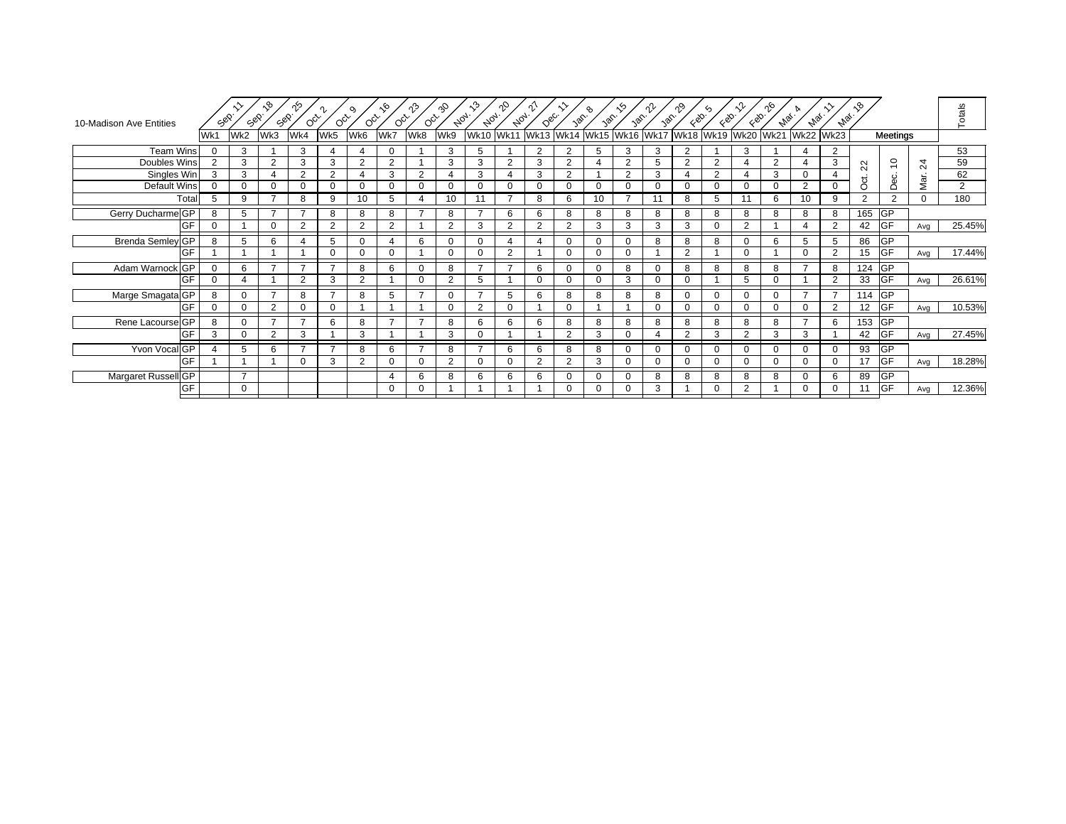| 10-Madison Ave Entities | | Sep. 11 | Sep. 18 | Sep. 25 | Oct. 2 | Oct. 9 | Oct. 16 | Oct. 23 | Oct. 30 | Nov. 13 | Nov. 20 | Nov. 27 | Dec. 11 | Jan. 8 | Jan. 15 | Jan. 22 | Jan. 29 | Feb. 5 | Feb. 12 | Feb. 26 | Mar. 4 | Mar. 11 | Mar. 18 | | | | Totals |
|---|---|---|---|---|---|---|---|---|---|---|---|---|---|---|---|---|---|---|---|---|---|---|---|---|---|---|---|
| | | Wk1 | Wk2 | Wk3 | Wk4 | Wk5 | Wk6 | Wk7 | Wk8 | Wk9 | Wk10 | Wk11 | Wk13 | Wk14 | Wk15 | Wk16 | Wk17 | Wk18 | Wk19 | Wk20 | Wk21 | Wk22 | Wk23 | Meetings | | | |
| | | | | | | | | | | | | | | | | | | | | | | | | Oct. 22 | Dec. 10 | Mar. 24 | |
| Team Wins | | 0 | 3 | 1 | 3 | 4 | 4 | 0 | 1 | 3 | 5 | 1 | 2 | 2 | 5 | 3 | 3 | 2 | 1 | 3 | 1 | 4 | 2 | | | | 53 |
| Doubles Wins | | 2 | 3 | 2 | 3 | 3 | 2 | 2 | 1 | 3 | 3 | 2 | 3 | 2 | 4 | 2 | 5 | 2 | 2 | 4 | 2 | 4 | 3 | | | | 59 |
| Singles Win | | 3 | 3 | 4 | 2 | 2 | 4 | 3 | 2 | 4 | 3 | 4 | 3 | 2 | 1 | 2 | 3 | 4 | 2 | 4 | 3 | 0 | 4 | | | | 62 |
| Default Wins | | 0 | 0 | 0 | 0 | 0 | 0 | 0 | 0 | 0 | 0 | 0 | 0 | 0 | 0 | 0 | 0 | 0 | 0 | 0 | 0 | 2 | 0 | | | | 2 |
| Total | | 5 | 9 | 7 | 8 | 9 | 10 | 5 | 4 | 10 | 11 | 7 | 8 | 6 | 10 | 7 | 11 | 8 | 5 | 11 | 6 | 10 | 9 | 2 | 2 | 0 | 180 |
| Gerry Ducharme | GP | 8 | 5 | 7 | 7 | 8 | 8 | 8 | 7 | 8 | 7 | 6 | 6 | 8 | 8 | 8 | 8 | 8 | 8 | 8 | 8 | 8 | 8 | 165 | GP | | |
| | GF | 0 | 1 | 0 | 2 | 2 | 2 | 2 | 1 | 2 | 3 | 2 | 2 | 2 | 3 | 3 | 3 | 3 | 0 | 2 | 1 | 4 | 2 | 42 | GF | Avg | 25.45% |
| Brenda Semley | GP | 8 | 5 | 6 | 4 | 5 | 0 | 4 | 6 | 0 | 0 | 4 | 4 | 0 | 0 | 0 | 8 | 8 | 8 | 0 | 6 | 5 | 5 | 86 | GP | | |
| | GF | 1 | 1 | 1 | 1 | 0 | 0 | 0 | 1 | 0 | 0 | 2 | 1 | 0 | 0 | 0 | 1 | 2 | 1 | 0 | 1 | 0 | 2 | 15 | GF | Avg | 17.44% |
| Adam Warnock | GP | 0 | 6 | 7 | 7 | 7 | 8 | 6 | 0 | 8 | 7 | 7 | 6 | 0 | 0 | 8 | 0 | 8 | 8 | 8 | 8 | 7 | 8 | 124 | GP | | |
| | GF | 0 | 4 | 1 | 2 | 3 | 2 | 1 | 0 | 2 | 5 | 1 | 0 | 0 | 0 | 3 | 0 | 0 | 1 | 5 | 0 | 1 | 2 | 33 | GF | Avg | 26.61% |
| Marge Smagata | GP | 8 | 0 | 7 | 8 | 7 | 8 | 5 | 7 | 0 | 7 | 5 | 6 | 8 | 8 | 8 | 8 | 0 | 0 | 0 | 0 | 7 | 7 | 114 | GP | | |
| | GF | 0 | 0 | 2 | 0 | 0 | 1 | 1 | 1 | 0 | 2 | 0 | 1 | 0 | 1 | 1 | 0 | 0 | 0 | 0 | 0 | 0 | 2 | 12 | GF | Avg | 10.53% |
| Rene Lacourse | GP | 8 | 0 | 7 | 7 | 6 | 8 | 7 | 7 | 8 | 6 | 6 | 6 | 8 | 8 | 8 | 8 | 8 | 8 | 8 | 8 | 7 | 6 | 153 | GP | | |
| | GF | 3 | 0 | 2 | 3 | 1 | 3 | 1 | 1 | 3 | 0 | 1 | 1 | 2 | 3 | 0 | 4 | 2 | 3 | 2 | 3 | 3 | 1 | 42 | GF | Avg | 27.45% |
| Yvon Vocal | GP | 4 | 5 | 6 | 7 | 7 | 8 | 6 | 7 | 8 | 7 | 6 | 6 | 8 | 8 | 0 | 0 | 0 | 0 | 0 | 0 | 0 | 0 | 93 | GP | | |
| | GF | 1 | 1 | 1 | 0 | 3 | 2 | 0 | 0 | 2 | 0 | 0 | 2 | 2 | 3 | 0 | 0 | 0 | 0 | 0 | 0 | 0 | 0 | 17 | GF | Avg | 18.28% |
| Margaret Russell | GP | | 7 | | | | | 4 | 6 | 8 | 6 | 6 | 6 | 0 | 0 | 0 | 8 | 8 | 8 | 8 | 8 | 0 | 6 | 89 | GP | | |
| | GF | | 0 | | | | | 0 | 0 | 1 | 1 | 1 | 1 | 0 | 0 | 0 | 3 | 1 | 0 | 2 | 1 | 0 | 0 | 11 | GF | Avg | 12.36% |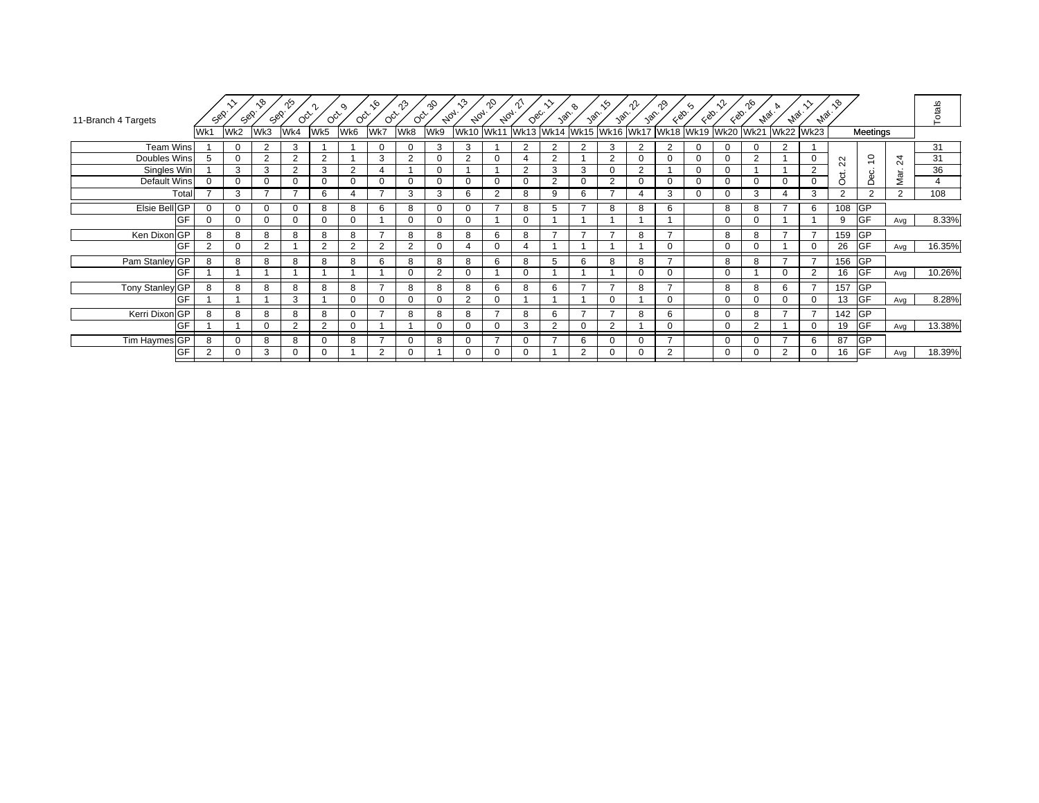| 11-Branch 4 Targets | | Sep. 11 | Sep. 18 | Sep. 25 | Oct. 2 | Oct. 9 | Oct. 16 | Oct. 23 | Oct. 30 | Nov. 13 | Nov. 20 | Nov. 27 | Dec. 11 | Jan. 8 | Jan. 15 | Jan. 22 | Jan. 29 | Feb. 5 | Feb. 12 | Feb. 26 | Mar. 4 | Mar. 11 | Mar. 18 | | | | Totals |
|---|---|---|---|---|---|---|---|---|---|---|---|---|---|---|---|---|---|---|---|---|---|---|---|---|---|---|---|
| | | Wk1 | Wk2 | Wk3 | Wk4 | Wk5 | Wk6 | Wk7 | Wk8 | Wk9 | Wk10 | Wk11 | Wk13 | Wk14 | Wk15 | Wk16 | Wk17 | Wk18 | Wk19 | Wk20 | Wk21 | Wk22 | Wk23 | Meetings | | | |
| | | | | | | | | | | | | | | | | | | | | | | | | Oct. 22 | Dec. 10 | Mar. 24 | |
| Team Wins | | 1 | 0 | 2 | 3 | 1 | 1 | 0 | 0 | 3 | 3 | 1 | 2 | 2 | 2 | 3 | 2 | 2 | 0 | 0 | 0 | 2 | 1 | | | | 31 |
| Doubles Wins | | 5 | 0 | 2 | 2 | 2 | 1 | 3 | 2 | 0 | 2 | 0 | 4 | 2 | 1 | 2 | 0 | 0 | 0 | 0 | 2 | 1 | 0 | | | | 31 |
| Singles Win | | 1 | 3 | 3 | 2 | 3 | 2 | 4 | 1 | 0 | 1 | 1 | 2 | 3 | 3 | 0 | 2 | 1 | 0 | 0 | 1 | 1 | 2 | | | | 36 |
| Default Wins | | 0 | 0 | 0 | 0 | 0 | 0 | 0 | 0 | 0 | 0 | 0 | 0 | 2 | 0 | 2 | 0 | 0 | 0 | 0 | 0 | 0 | 0 | | | | 4 |
| Total | | 7 | 3 | 7 | 7 | 6 | 4 | 7 | 3 | 3 | 6 | 2 | 8 | 9 | 6 | 7 | 4 | 3 | 0 | 0 | 3 | 4 | 3 | 2 | 2 | 2 | 108 |
| Elsie Bell | GP | 0 | 0 | 0 | 0 | 8 | 8 | 6 | 8 | 0 | 0 | 7 | 8 | 5 | 7 | 8 | 8 | 6 | | 8 | 8 | 7 | 6 | 108 | GP | | |
| | GF | 0 | 0 | 0 | 0 | 0 | 0 | 1 | 0 | 0 | 0 | 1 | 0 | 1 | 1 | 1 | 1 | 1 | | 0 | 0 | 1 | 1 | 9 | GF | Avg | 8.33% |
| Ken Dixon | GP | 8 | 8 | 8 | 8 | 8 | 8 | 7 | 8 | 8 | 8 | 6 | 8 | 7 | 7 | 7 | 8 | 7 | | 8 | 8 | 7 | 7 | 159 | GP | | |
| | GF | 2 | 0 | 2 | 1 | 2 | 2 | 2 | 2 | 0 | 4 | 0 | 4 | 1 | 1 | 1 | 1 | 0 | | 0 | 0 | 1 | 0 | 26 | GF | Avg | 16.35% |
| Pam Stanley | GP | 8 | 8 | 8 | 8 | 8 | 8 | 6 | 8 | 8 | 8 | 6 | 8 | 5 | 6 | 8 | 8 | 7 | | 8 | 8 | 7 | 7 | 156 | GP | | |
| | GF | 1 | 1 | 1 | 1 | 1 | 1 | 1 | 0 | 2 | 0 | 1 | 0 | 1 | 1 | 1 | 0 | 0 | | 0 | 1 | 0 | 2 | 16 | GF | Avg | 10.26% |
| Tony Stanley | GP | 8 | 8 | 8 | 8 | 8 | 8 | 7 | 8 | 8 | 8 | 6 | 8 | 6 | 7 | 7 | 8 | 7 | | 8 | 8 | 6 | 7 | 157 | GP | | |
| | GF | 1 | 1 | 1 | 3 | 1 | 0 | 0 | 0 | 0 | 2 | 0 | 1 | 1 | 1 | 0 | 1 | 0 | | 0 | 0 | 0 | 0 | 13 | GF | Avg | 8.28% |
| Kerri Dixon | GP | 8 | 8 | 8 | 8 | 8 | 0 | 7 | 8 | 8 | 8 | 7 | 8 | 6 | 7 | 7 | 8 | 6 | | 0 | 8 | 7 | 7 | 142 | GP | | |
| | GF | 1 | 1 | 0 | 2 | 2 | 0 | 1 | 1 | 0 | 0 | 0 | 3 | 2 | 0 | 2 | 1 | 0 | | 0 | 2 | 1 | 0 | 19 | GF | Avg | 13.38% |
| Tim Haymes | GP | 8 | 0 | 8 | 8 | 0 | 8 | 7 | 0 | 8 | 0 | 7 | 0 | 7 | 6 | 0 | 0 | 7 | | 0 | 0 | 7 | 6 | 87 | GP | | |
| | GF | 2 | 0 | 3 | 0 | 0 | 1 | 2 | 0 | 1 | 0 | 0 | 0 | 1 | 2 | 0 | 0 | 2 | | 0 | 0 | 2 | 0 | 16 | GF | Avg | 18.39% |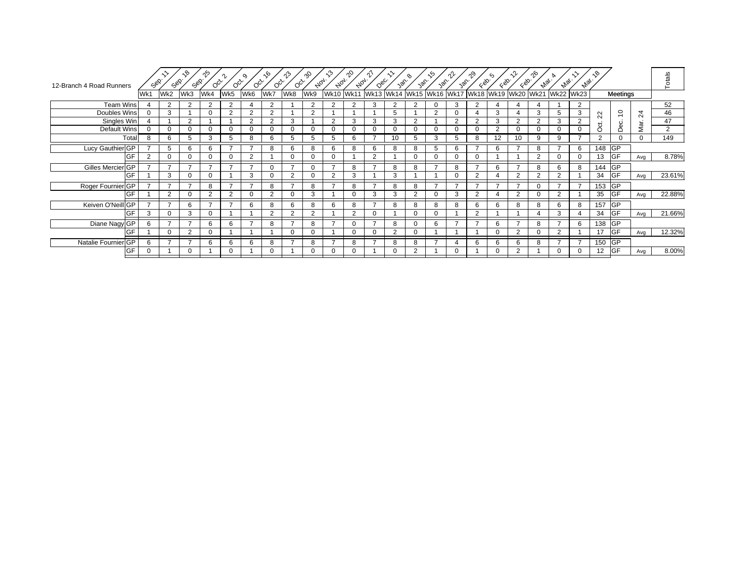12-Branch 4 Road Runners

| | | Sep. 11 | Sep. 18 | Sep. 25 | Oct. 2 | Oct. 9 | Oct. 16 | Oct. 23 | Oct. 30 | Nov. 13 | Nov. 20 | Nov. 27 | Dec. 11 | Jan. 8 | Jan. 15 | Jan. 22 | Jan. 29 | Feb. 5 | Feb. 12 | Feb. 26 | Mar. 4 | Mar. 11 | Mar. 18 | | | | Totals |
|---|---|---|---|---|---|---|---|---|---|---|---|---|---|---|---|---|---|---|---|---|---|---|---|---|---|---|---|
| | | Wk1 | Wk2 | Wk3 | Wk4 | Wk5 | Wk6 | Wk7 | Wk8 | Wk9 | Wk10 | Wk11 | Wk13 | Wk14 | Wk15 | Wk16 | Wk17 | Wk18 | Wk19 | Wk20 | Wk21 | Wk22 | Wk23 | Meetings | | | |
| | | | | | | | | | | | | | | | | | | | | | | | | Oct. 22 | Dec. 10 | Mar. 24 | |
| Team Wins | | 4 | 2 | 2 | 2 | 2 | 4 | 2 | 1 | 2 | 2 | 2 | 3 | 2 | 2 | 0 | 3 | 2 | 4 | 4 | 4 | 1 | 2 | | | | 52 |
| Doubles Wins | | 0 | 3 | 1 | 0 | 2 | 2 | 2 | 1 | 2 | 1 | 1 | 1 | 5 | 1 | 2 | 0 | 4 | 3 | 4 | 3 | 5 | 3 | | | | 46 |
| Singles Win | | 4 | 1 | 2 | 1 | 1 | 2 | 2 | 3 | 1 | 2 | 3 | 3 | 3 | 2 | 1 | 2 | 2 | 3 | 2 | 2 | 3 | 2 | | | | 47 |
| Default Wins | | 0 | 0 | 0 | 0 | 0 | 0 | 0 | 0 | 0 | 0 | 0 | 0 | 0 | 0 | 0 | 0 | 0 | 2 | 0 | 0 | 0 | 0 | | | | 2 |
| Total | | 8 | 6 | 5 | 3 | 5 | 8 | 6 | 5 | 5 | 5 | 6 | 7 | 10 | 5 | 3 | 5 | 8 | 12 | 10 | 9 | 9 | 7 | 2 | 0 | 0 | 149 |
| Lucy Gauthier | GP | 7 | 5 | 6 | 6 | 7 | 7 | 8 | 6 | 8 | 6 | 8 | 6 | 8 | 8 | 5 | 6 | 7 | 6 | 7 | 8 | 7 | 6 | 148 | GP | | |
| | GF | 2 | 0 | 0 | 0 | 0 | 2 | 1 | 0 | 0 | 0 | 1 | 2 | 1 | 0 | 0 | 0 | 0 | 1 | 1 | 2 | 0 | 0 | 13 | GF | Avg | 8.78% |
| Gilles Mercier | GP | 7 | 7 | 7 | 7 | 7 | 7 | 0 | 7 | 0 | 7 | 8 | 7 | 8 | 8 | 7 | 8 | 7 | 6 | 7 | 8 | 6 | 8 | 144 | GP | | |
| | GF | 1 | 3 | 0 | 0 | 1 | 3 | 0 | 2 | 0 | 2 | 3 | 1 | 3 | 1 | 1 | 0 | 2 | 4 | 2 | 2 | 2 | 1 | 34 | GF | Avg | 23.61% |
| Roger Fournier | GP | 7 | 7 | 7 | 8 | 7 | 7 | 8 | 7 | 8 | 7 | 8 | 7 | 8 | 8 | 7 | 7 | 7 | 7 | 7 | 0 | 7 | 7 | 153 | GP | | |
| | GF | 1 | 2 | 0 | 2 | 2 | 0 | 2 | 0 | 3 | 1 | 0 | 3 | 3 | 2 | 0 | 3 | 2 | 4 | 2 | 0 | 2 | 1 | 35 | GF | Avg | 22.88% |
| Keiven O'Neill | GP | 7 | 7 | 6 | 7 | 7 | 6 | 8 | 6 | 8 | 6 | 8 | 7 | 8 | 8 | 8 | 8 | 6 | 6 | 8 | 8 | 6 | 8 | 157 | GP | | |
| | GF | 3 | 0 | 3 | 0 | 1 | 1 | 2 | 2 | 2 | 1 | 2 | 0 | 1 | 0 | 0 | 1 | 2 | 1 | 1 | 4 | 3 | 4 | 34 | GF | Avg | 21.66% |
| Diane Nagy | GP | 6 | 7 | 7 | 6 | 6 | 7 | 8 | 7 | 8 | 7 | 0 | 7 | 8 | 0 | 6 | 7 | 7 | 6 | 7 | 8 | 7 | 6 | 138 | GP | | |
| | GF | 1 | 0 | 2 | 0 | 1 | 1 | 1 | 0 | 0 | 1 | 0 | 0 | 2 | 0 | 1 | 1 | 1 | 0 | 2 | 0 | 2 | 1 | 17 | GF | Avg | 12.32% |
| Natalie Fournier | GP | 6 | 7 | 7 | 6 | 6 | 6 | 8 | 7 | 8 | 7 | 8 | 7 | 8 | 8 | 7 | 4 | 6 | 6 | 6 | 8 | 7 | 7 | 150 | GP | | |
| | GF | 0 | 1 | 0 | 1 | 0 | 1 | 0 | 1 | 0 | 0 | 0 | 1 | 0 | 2 | 1 | 0 | 1 | 0 | 2 | 1 | 0 | 0 | 12 | GF | Avg | 8.00% |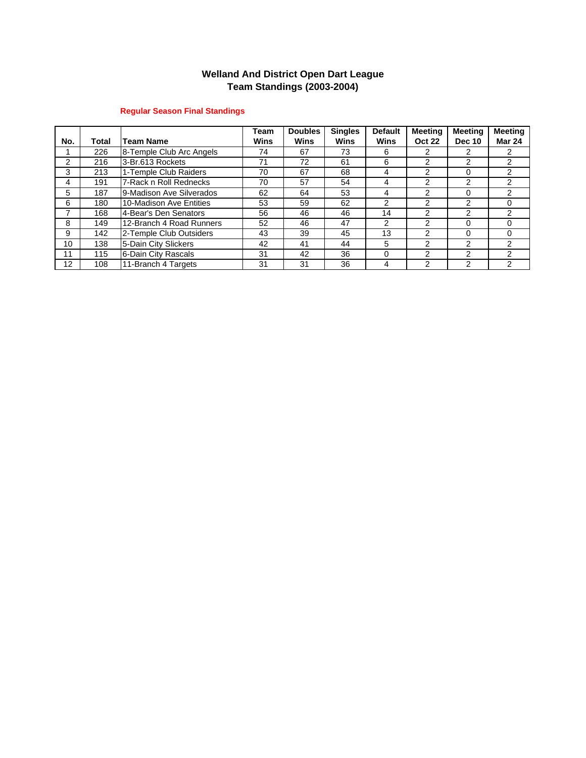# Welland And District Open Dart League
## Team Standings (2003-2004)

**Regular Season Final Standings**

| No. | Total | Team Name | Team Wins | Doubles Wins | Singles Wins | Default Wins | Meeting Oct 22 | Meeting Dec 10 | Meeting Mar 24 |
|---|---|---|---|---|---|---|---|---|---|
| 1 | 226 | 8-Temple Club Arc Angels | 74 | 67 | 73 | 6 | 2 | 2 | 2 |
| 2 | 216 | 3-Br.613 Rockets | 71 | 72 | 61 | 6 | 2 | 2 | 2 |
| 3 | 213 | 1-Temple Club Raiders | 70 | 67 | 68 | 4 | 2 | 0 | 2 |
| 4 | 191 | 7-Rack n Roll Rednecks | 70 | 57 | 54 | 4 | 2 | 2 | 2 |
| 5 | 187 | 9-Madison Ave Silverados | 62 | 64 | 53 | 4 | 2 | 0 | 2 |
| 6 | 180 | 10-Madison Ave Entities | 53 | 59 | 62 | 2 | 2 | 2 | 0 |
| 7 | 168 | 4-Bear's Den Senators | 56 | 46 | 46 | 14 | 2 | 2 | 2 |
| 8 | 149 | 12-Branch 4 Road Runners | 52 | 46 | 47 | 2 | 2 | 0 | 0 |
| 9 | 142 | 2-Temple Club Outsiders | 43 | 39 | 45 | 13 | 2 | 0 | 0 |
| 10 | 138 | 5-Dain City Slickers | 42 | 41 | 44 | 5 | 2 | 2 | 2 |
| 11 | 115 | 6-Dain City Rascals | 31 | 42 | 36 | 0 | 2 | 2 | 2 |
| 12 | 108 | 11-Branch 4 Targets | 31 | 31 | 36 | 4 | 2 | 2 | 2 |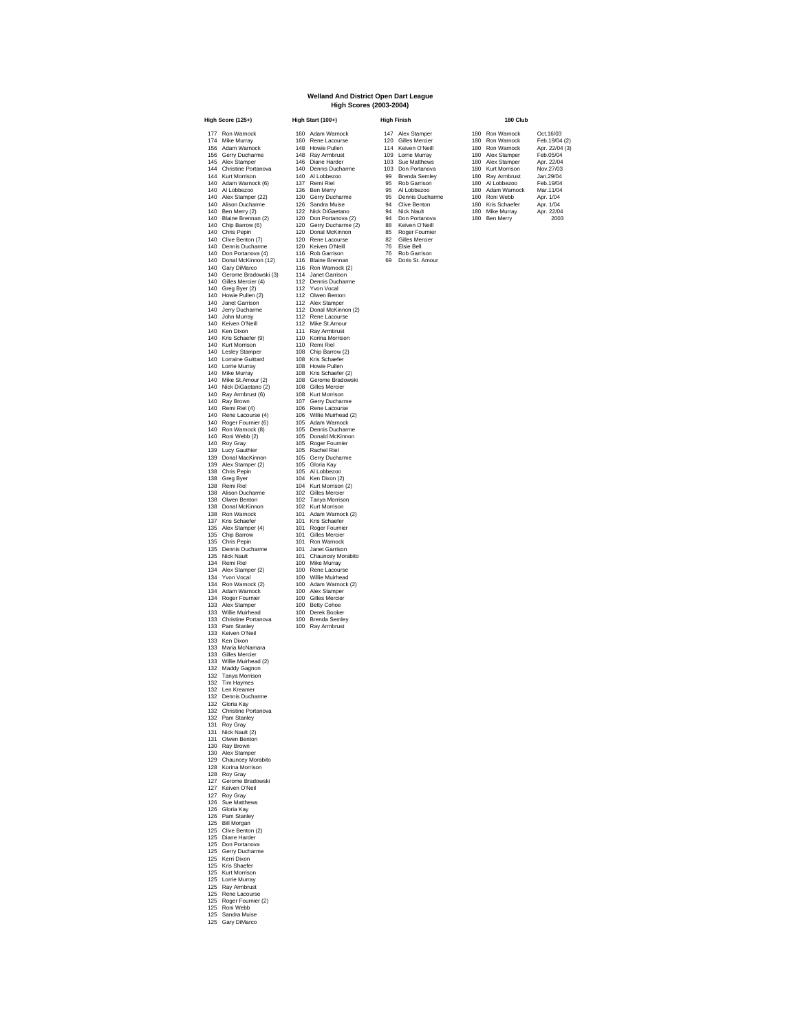# Welland And District Open Dart League
## High Scores (2003-2004)

### High Score (125+)

| Score | Name |
|---|---|
| 177 | Ron Warnock |
| 174 | Mike Murray |
| 156 | Adam Warnock |
| 156 | Gerry Ducharme |
| 145 | Alex Stamper |
| 144 | Christine Portanova |
| 144 | Kurt Morrison |
| 140 | Adam Warnock (6) |
| 140 | Al Lobbezoo |
| 140 | Alex Stamper (22) |
| 140 | Alison Ducharme |
| 140 | Ben Merry (2) |
| 140 | Blaine Brennan (2) |
| 140 | Chip Barrow (6) |
| 140 | Chris Pepin |
| 140 | Clive Benton (7) |
| 140 | Dennis Ducharme |
| 140 | Don Portanova (4) |
| 140 | Donal McKinnon (12) |
| 140 | Gary DiMarco |
| 140 | Gerome Bradowski (3) |
| 140 | Gilles Mercier (4) |
| 140 | Greg Byer (2) |
| 140 | Howie Pullen (2) |
| 140 | Janet Garrison |
| 140 | Jerry Ducharme |
| 140 | John Murray |
| 140 | Keiven O'Neill |
| 140 | Ken Dixon |
| 140 | Kris Schaefer (9) |
| 140 | Kurt Morrison |
| 140 | Lesley Stamper |
| 140 | Lorraine Guittard |
| 140 | Lorrie Murray |
| 140 | Mike Murray |
| 140 | Mike St.Amour (2) |
| 140 | Nick DiGaetano (2) |
| 140 | Ray Armbrust (6) |
| 140 | Ray Brown |
| 140 | Remi Riel (4) |
| 140 | Rene Lacourse (4) |
| 140 | Roger Fournier (6) |
| 140 | Ron Warnock (8) |
| 140 | Roni Webb (2) |
| 140 | Roy Gray |
| 139 | Lucy Gauthier |
| 139 | Donal MacKinnon |
| 139 | Alex Stamper (2) |
| 138 | Chris Pepin |
| 138 | Greg Byer |
| 138 | Remi Riel |
| 138 | Alison Ducharme |
| 138 | Olwen Benton |
| 138 | Donal McKinnon |
| 138 | Ron Warnock |
| 137 | Kris Schaefer |
| 135 | Alex Stamper (4) |
| 135 | Chip Barrow |
| 135 | Chris Pepin |
| 135 | Dennis Ducharme |
| 135 | Nick Nault |
| 134 | Remi Riel |
| 134 | Alex Stamper (2) |
| 134 | Yvon Vocal |
| 134 | Ron Warnock (2) |
| 134 | Adam Warnock |
| 134 | Roger Fournier |
| 133 | Alex Stamper |
| 133 | Willie Muirhead |
| 133 | Christine Portanova |
| 133 | Pam Stanley |
| 133 | Keiven O'Neil |
| 133 | Ken Dixon |
| 133 | Maria McNamara |
| 133 | Gilles Mercier |
| 133 | Willie Muirhead (2) |
| 132 | Maddy Gagnon |
| 132 | Tanya Morrison |
| 132 | Tim Haymes |
| 132 | Len Kreamer |
| 132 | Dennis Ducharme |
| 132 | Gloria Kay |
| 132 | Christine Portanova |
| 132 | Pam Stanley |
| 131 | Roy Gray |
| 131 | Nick Nault (2) |
| 131 | Olwen Benton |
| 130 | Ray Brown |
| 130 | Alex Stamper |
| 129 | Chauncey Morabito |
| 128 | Korina Morrison |
| 128 | Roy Gray |
| 127 | Gerome Bradowski |
| 127 | Keiven O'Neil |
| 127 | Roy Gray |
| 126 | Sue Matthews |
| 126 | Gloria Kay |
| 126 | Pam Stanley |
| 125 | Bill Morgan |
| 125 | Clive Benton (2) |
| 125 | Diane Harder |
| 125 | Don Portanova |
| 125 | Gerry Ducharme |
| 125 | Kerri Dixon |
| 125 | Kris Shaefer |
| 125 | Kurt Morrison |
| 125 | Lorrie Murray |
| 125 | Ray Armbrust |
| 125 | Rene Lacourse |
| 125 | Roger Fournier (2) |
| 125 | Roni Webb |
| 125 | Sandra Muise |
| 125 | Gary DiMarco |

### High Start (100+)

| Score | Name |
|---|---|
| 160 | Adam Warnock |
| 160 | Rene Lacourse |
| 148 | Howie Pullen |
| 148 | Ray Armbrust |
| 146 | Diane Harder |
| 140 | Dennis Ducharme |
| 140 | Al Lobbezoo |
| 137 | Remi Riel |
| 136 | Ben Merry |
| 130 | Gerry Ducharme |
| 126 | Sandra Muise |
| 122 | Nick DiGaetano |
| 120 | Don Portanova (2) |
| 120 | Gerry Ducharme (2) |
| 120 | Donal McKinnon |
| 120 | Rene Lacourse |
| 120 | Keiven O'Neill |
| 116 | Rob Garrison |
| 116 | Blaine Brennan |
| 116 | Ron Warnock (2) |
| 114 | Janet Garrison |
| 112 | Dennis Ducharme |
| 112 | Yvon Vocal |
| 112 | Olwen Benton |
| 112 | Alex Stamper |
| 112 | Donal McKinnon (2) |
| 112 | Rene Lacourse |
| 112 | Mike St.Amour |
| 111 | Ray Armbrust |
| 110 | Korina Morrison |
| 110 | Remi Riel |
| 108 | Chip Barrow (2) |
| 108 | Kris Schaefer |
| 108 | Howie Pullen |
| 108 | Kris Schaefer (2) |
| 108 | Gerome Bradowski |
| 108 | Gilles Mercier |
| 108 | Kurt Morrison |
| 107 | Gerry Ducharme |
| 106 | Rene Lacourse |
| 106 | Willie Muirhead (2) |
| 105 | Adam Warnock |
| 105 | Dennis Ducharme |
| 105 | Donald McKinnon |
| 105 | Roger Fournier |
| 105 | Rachel Riel |
| 105 | Gerry Ducharme |
| 105 | Gloria Kay |
| 105 | Al Lobbezoo |
| 104 | Ken Dixon (2) |
| 104 | Kurt Morrison (2) |
| 102 | Gilles Mercier |
| 102 | Tanya Morrison |
| 102 | Kurt Morrison |
| 101 | Adam Warnock (2) |
| 101 | Kris Schaefer |
| 101 | Roger Fournier |
| 101 | Gilles Mercier |
| 101 | Ron Warnock |
| 101 | Janet Garrison |
| 101 | Chauncey Morabito |
| 100 | Mike Murray |
| 100 | Rene Lacourse |
| 100 | Willie Muirhead |
| 100 | Adam Warnock (2) |
| 100 | Alex Stamper |
| 100 | Gilles Mercier |
| 100 | Betty Cohoe |
| 100 | Derek Booker |
| 100 | Brenda Semley |
| 100 | Ray Armbrust |

### High Finish

| Score | Name |
|---|---|
| 147 | Alex Stamper |
| 120 | Gilles Mercier |
| 114 | Keiven O'Neill |
| 109 | Lorrie Murray |
| 103 | Sue Matthews |
| 103 | Don Portanova |
| 99 | Brenda Semley |
| 95 | Rob Garrison |
| 95 | Al Lobbezoo |
| 95 | Dennis Ducharme |
| 94 | Clive Benton |
| 94 | Nick Nault |
| 94 | Don Portanova |
| 88 | Keiven O'Neill |
| 85 | Roger Fournier |
| 82 | Gilles Mercier |
| 76 | Elsie Bell |
| 76 | Rob Garrison |
| 69 | Doris St. Amour |

### 180 Club

| Score | Name | Date |
|---|---|---|
| 180 | Ron Warnock | Oct.16/03 |
| 180 | Ron Warnock | Feb.19/04 (2) |
| 180 | Ron Warnock | Apr. 22/04 (3) |
| 180 | Alex Stamper | Feb.05/04 |
| 180 | Alex Stamper | Apr. 22/04 |
| 180 | Kurt Morrison | Nov.27/03 |
| 180 | Ray Armbrust | Jan.29/04 |
| 180 | Al Lobbezoo | Feb.19/04 |
| 180 | Adam Warnock | Mar.11/04 |
| 180 | Roni Webb | Apr. 1/04 |
| 180 | Kris Schaefer | Apr. 1/04 |
| 180 | Mike Murray | Apr. 22/04 |
| 180 | Ben Merry | 2003 |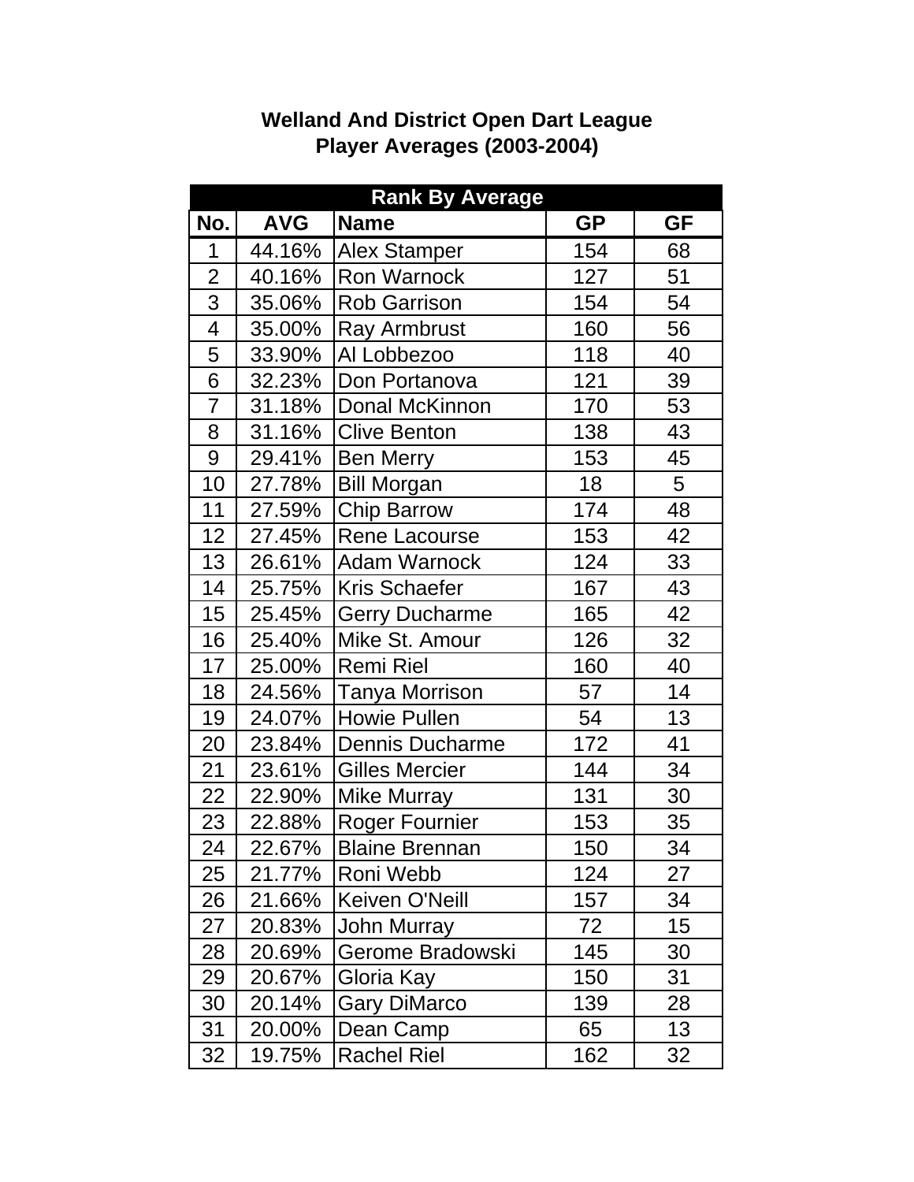# Welland And District Open Dart League
## Player Averages (2003-2004)

| Rank By Average | | | | |
|---|---|---|---|---|
| **No.** | **AVG** | **Name** | **GP** | **GF** |
| 1 | 44.16% | Alex Stamper | 154 | 68 |
| 2 | 40.16% | Ron Warnock | 127 | 51 |
| 3 | 35.06% | Rob Garrison | 154 | 54 |
| 4 | 35.00% | Ray Armbrust | 160 | 56 |
| 5 | 33.90% | Al Lobbezoo | 118 | 40 |
| 6 | 32.23% | Don Portanova | 121 | 39 |
| 7 | 31.18% | Donal McKinnon | 170 | 53 |
| 8 | 31.16% | Clive Benton | 138 | 43 |
| 9 | 29.41% | Ben Merry | 153 | 45 |
| 10 | 27.78% | Bill Morgan | 18 | 5 |
| 11 | 27.59% | Chip Barrow | 174 | 48 |
| 12 | 27.45% | Rene Lacourse | 153 | 42 |
| 13 | 26.61% | Adam Warnock | 124 | 33 |
| 14 | 25.75% | Kris Schaefer | 167 | 43 |
| 15 | 25.45% | Gerry Ducharme | 165 | 42 |
| 16 | 25.40% | Mike St. Amour | 126 | 32 |
| 17 | 25.00% | Remi Riel | 160 | 40 |
| 18 | 24.56% | Tanya Morrison | 57 | 14 |
| 19 | 24.07% | Howie Pullen | 54 | 13 |
| 20 | 23.84% | Dennis Ducharme | 172 | 41 |
| 21 | 23.61% | Gilles Mercier | 144 | 34 |
| 22 | 22.90% | Mike Murray | 131 | 30 |
| 23 | 22.88% | Roger Fournier | 153 | 35 |
| 24 | 22.67% | Blaine Brennan | 150 | 34 |
| 25 | 21.77% | Roni Webb | 124 | 27 |
| 26 | 21.66% | Keiven O'Neill | 157 | 34 |
| 27 | 20.83% | John Murray | 72 | 15 |
| 28 | 20.69% | Gerome Bradowski | 145 | 30 |
| 29 | 20.67% | Gloria Kay | 150 | 31 |
| 30 | 20.14% | Gary DiMarco | 139 | 28 |
| 31 | 20.00% | Dean Camp | 65 | 13 |
| 32 | 19.75% | Rachel Riel | 162 | 32 |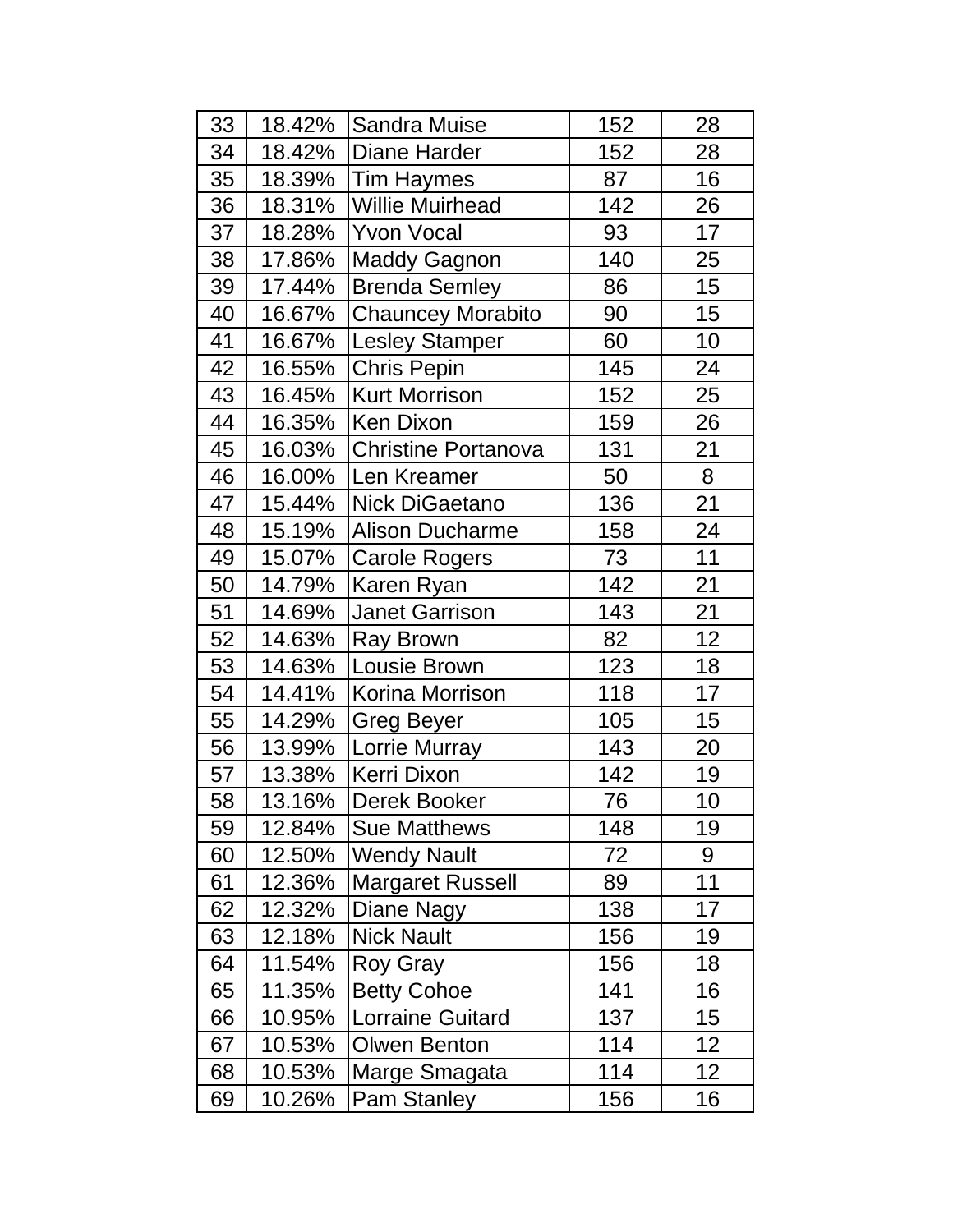| 33 | 18.42% | Sandra Muise | 152 | 28 |
|---|---|---|---|---|
| 34 | 18.42% | Diane Harder | 152 | 28 |
| 35 | 18.39% | Tim Haymes | 87 | 16 |
| 36 | 18.31% | Willie Muirhead | 142 | 26 |
| 37 | 18.28% | Yvon Vocal | 93 | 17 |
| 38 | 17.86% | Maddy Gagnon | 140 | 25 |
| 39 | 17.44% | Brenda Semley | 86 | 15 |
| 40 | 16.67% | Chauncey Morabito | 90 | 15 |
| 41 | 16.67% | Lesley Stamper | 60 | 10 |
| 42 | 16.55% | Chris Pepin | 145 | 24 |
| 43 | 16.45% | Kurt Morrison | 152 | 25 |
| 44 | 16.35% | Ken Dixon | 159 | 26 |
| 45 | 16.03% | Christine Portanova | 131 | 21 |
| 46 | 16.00% | Len Kreamer | 50 | 8 |
| 47 | 15.44% | Nick DiGaetano | 136 | 21 |
| 48 | 15.19% | Alison Ducharme | 158 | 24 |
| 49 | 15.07% | Carole Rogers | 73 | 11 |
| 50 | 14.79% | Karen Ryan | 142 | 21 |
| 51 | 14.69% | Janet Garrison | 143 | 21 |
| 52 | 14.63% | Ray Brown | 82 | 12 |
| 53 | 14.63% | Lousie Brown | 123 | 18 |
| 54 | 14.41% | Korina Morrison | 118 | 17 |
| 55 | 14.29% | Greg Beyer | 105 | 15 |
| 56 | 13.99% | Lorrie Murray | 143 | 20 |
| 57 | 13.38% | Kerri Dixon | 142 | 19 |
| 58 | 13.16% | Derek Booker | 76 | 10 |
| 59 | 12.84% | Sue Matthews | 148 | 19 |
| 60 | 12.50% | Wendy Nault | 72 | 9 |
| 61 | 12.36% | Margaret Russell | 89 | 11 |
| 62 | 12.32% | Diane Nagy | 138 | 17 |
| 63 | 12.18% | Nick Nault | 156 | 19 |
| 64 | 11.54% | Roy Gray | 156 | 18 |
| 65 | 11.35% | Betty Cohoe | 141 | 16 |
| 66 | 10.95% | Lorraine Guitard | 137 | 15 |
| 67 | 10.53% | Olwen Benton | 114 | 12 |
| 68 | 10.53% | Marge Smagata | 114 | 12 |
| 69 | 10.26% | Pam Stanley | 156 | 16 |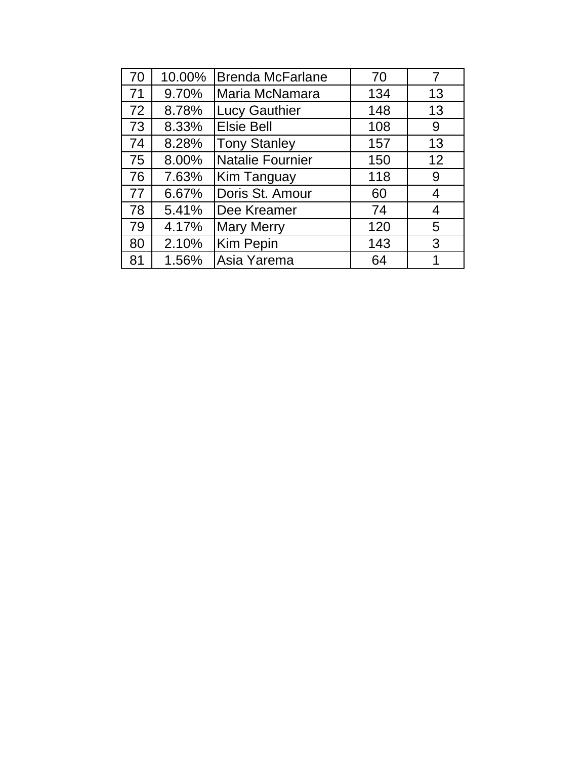| 70 | 10.00% | Brenda McFarlane | 70 | 7 |
|---|---|---|---|---|
| 71 | 9.70% | Maria McNamara | 134 | 13 |
| 72 | 8.78% | Lucy Gauthier | 148 | 13 |
| 73 | 8.33% | Elsie Bell | 108 | 9 |
| 74 | 8.28% | Tony Stanley | 157 | 13 |
| 75 | 8.00% | Natalie Fournier | 150 | 12 |
| 76 | 7.63% | Kim Tanguay | 118 | 9 |
| 77 | 6.67% | Doris St. Amour | 60 | 4 |
| 78 | 5.41% | Dee Kreamer | 74 | 4 |
| 79 | 4.17% | Mary Merry | 120 | 5 |
| 80 | 2.10% | Kim Pepin | 143 | 3 |
| 81 | 1.56% | Asia Yarema | 64 | 1 |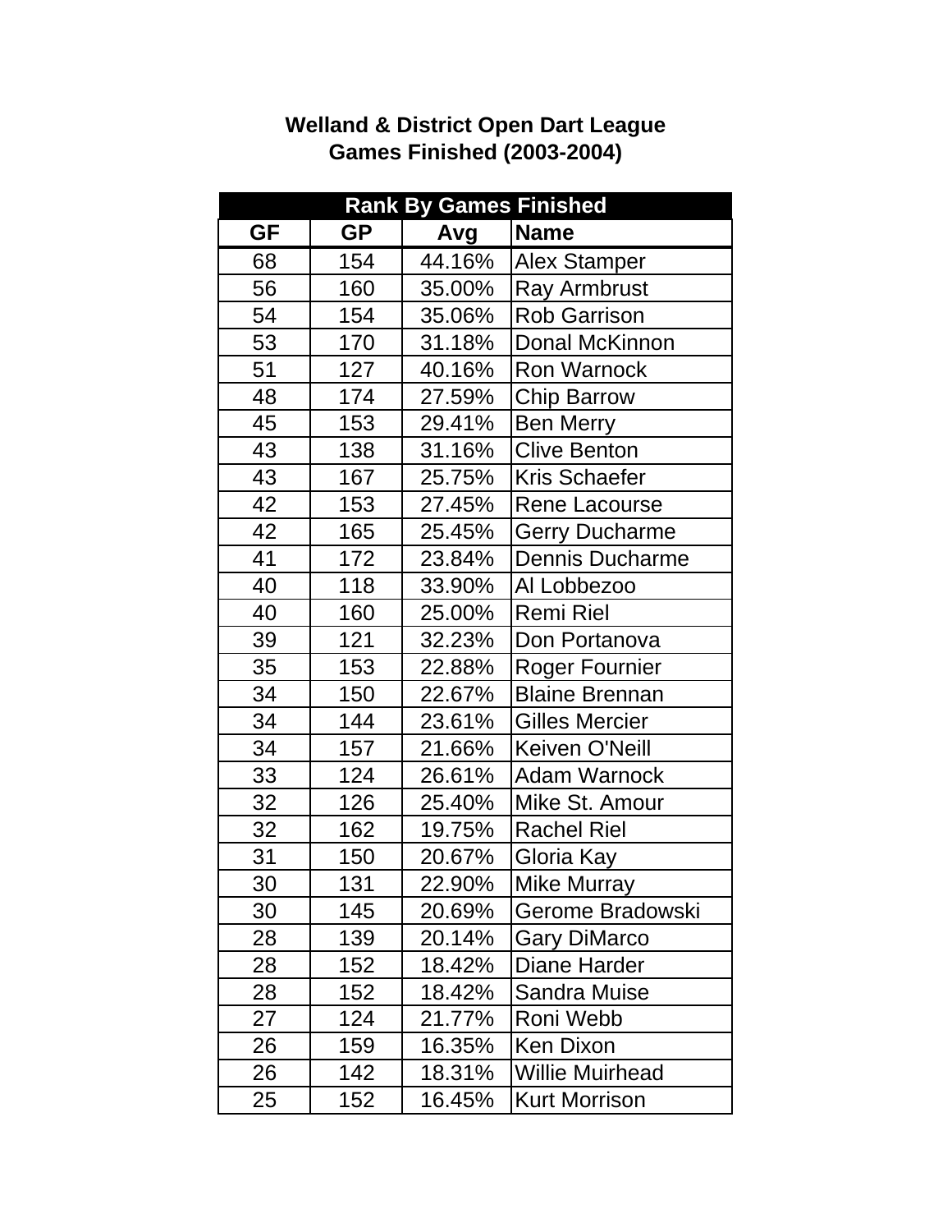# Welland & District Open Dart League
## Games Finished (2003-2004)

| Rank By Games Finished | | | |
|---|---|---|---|
| **GF** | **GP** | **Avg** | **Name** |
| 68 | 154 | 44.16% | Alex Stamper |
| 56 | 160 | 35.00% | Ray Armbrust |
| 54 | 154 | 35.06% | Rob Garrison |
| 53 | 170 | 31.18% | Donal McKinnon |
| 51 | 127 | 40.16% | Ron Warnock |
| 48 | 174 | 27.59% | Chip Barrow |
| 45 | 153 | 29.41% | Ben Merry |
| 43 | 138 | 31.16% | Clive Benton |
| 43 | 167 | 25.75% | Kris Schaefer |
| 42 | 153 | 27.45% | Rene Lacourse |
| 42 | 165 | 25.45% | Gerry Ducharme |
| 41 | 172 | 23.84% | Dennis Ducharme |
| 40 | 118 | 33.90% | Al Lobbezoo |
| 40 | 160 | 25.00% | Remi Riel |
| 39 | 121 | 32.23% | Don Portanova |
| 35 | 153 | 22.88% | Roger Fournier |
| 34 | 150 | 22.67% | Blaine Brennan |
| 34 | 144 | 23.61% | Gilles Mercier |
| 34 | 157 | 21.66% | Keiven O'Neill |
| 33 | 124 | 26.61% | Adam Warnock |
| 32 | 126 | 25.40% | Mike St. Amour |
| 32 | 162 | 19.75% | Rachel Riel |
| 31 | 150 | 20.67% | Gloria Kay |
| 30 | 131 | 22.90% | Mike Murray |
| 30 | 145 | 20.69% | Gerome Bradowski |
| 28 | 139 | 20.14% | Gary DiMarco |
| 28 | 152 | 18.42% | Diane Harder |
| 28 | 152 | 18.42% | Sandra Muise |
| 27 | 124 | 21.77% | Roni Webb |
| 26 | 159 | 16.35% | Ken Dixon |
| 26 | 142 | 18.31% | Willie Muirhead |
| 25 | 152 | 16.45% | Kurt Morrison |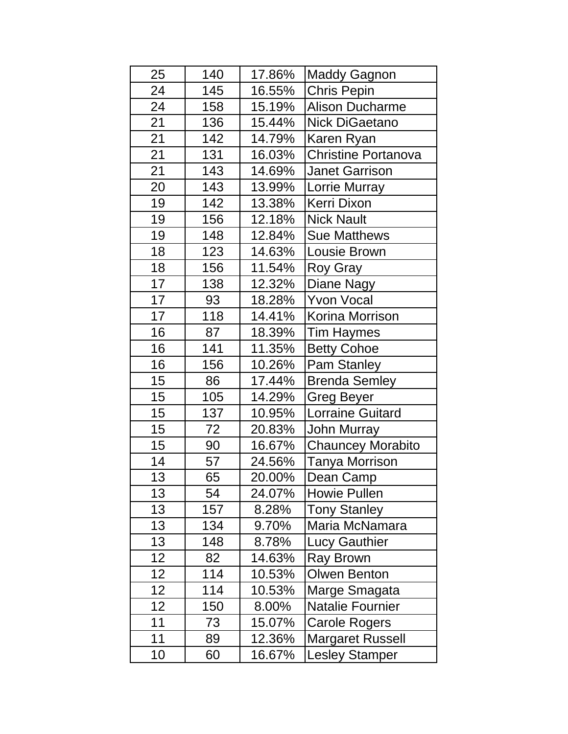| | | | |
|---|---|---|---|
| 25 | 140 | 17.86% | Maddy Gagnon |
| 24 | 145 | 16.55% | Chris Pepin |
| 24 | 158 | 15.19% | Alison Ducharme |
| 21 | 136 | 15.44% | Nick DiGaetano |
| 21 | 142 | 14.79% | Karen Ryan |
| 21 | 131 | 16.03% | Christine Portanova |
| 21 | 143 | 14.69% | Janet Garrison |
| 20 | 143 | 13.99% | Lorrie Murray |
| 19 | 142 | 13.38% | Kerri Dixon |
| 19 | 156 | 12.18% | Nick Nault |
| 19 | 148 | 12.84% | Sue Matthews |
| 18 | 123 | 14.63% | Lousie Brown |
| 18 | 156 | 11.54% | Roy Gray |
| 17 | 138 | 12.32% | Diane Nagy |
| 17 | 93 | 18.28% | Yvon Vocal |
| 17 | 118 | 14.41% | Korina Morrison |
| 16 | 87 | 18.39% | Tim Haymes |
| 16 | 141 | 11.35% | Betty Cohoe |
| 16 | 156 | 10.26% | Pam Stanley |
| 15 | 86 | 17.44% | Brenda Semley |
| 15 | 105 | 14.29% | Greg Beyer |
| 15 | 137 | 10.95% | Lorraine Guitard |
| 15 | 72 | 20.83% | John Murray |
| 15 | 90 | 16.67% | Chauncey Morabito |
| 14 | 57 | 24.56% | Tanya Morrison |
| 13 | 65 | 20.00% | Dean Camp |
| 13 | 54 | 24.07% | Howie Pullen |
| 13 | 157 | 8.28% | Tony Stanley |
| 13 | 134 | 9.70% | Maria McNamara |
| 13 | 148 | 8.78% | Lucy Gauthier |
| 12 | 82 | 14.63% | Ray Brown |
| 12 | 114 | 10.53% | Olwen Benton |
| 12 | 114 | 10.53% | Marge Smagata |
| 12 | 150 | 8.00% | Natalie Fournier |
| 11 | 73 | 15.07% | Carole Rogers |
| 11 | 89 | 12.36% | Margaret Russell |
| 10 | 60 | 16.67% | Lesley Stamper |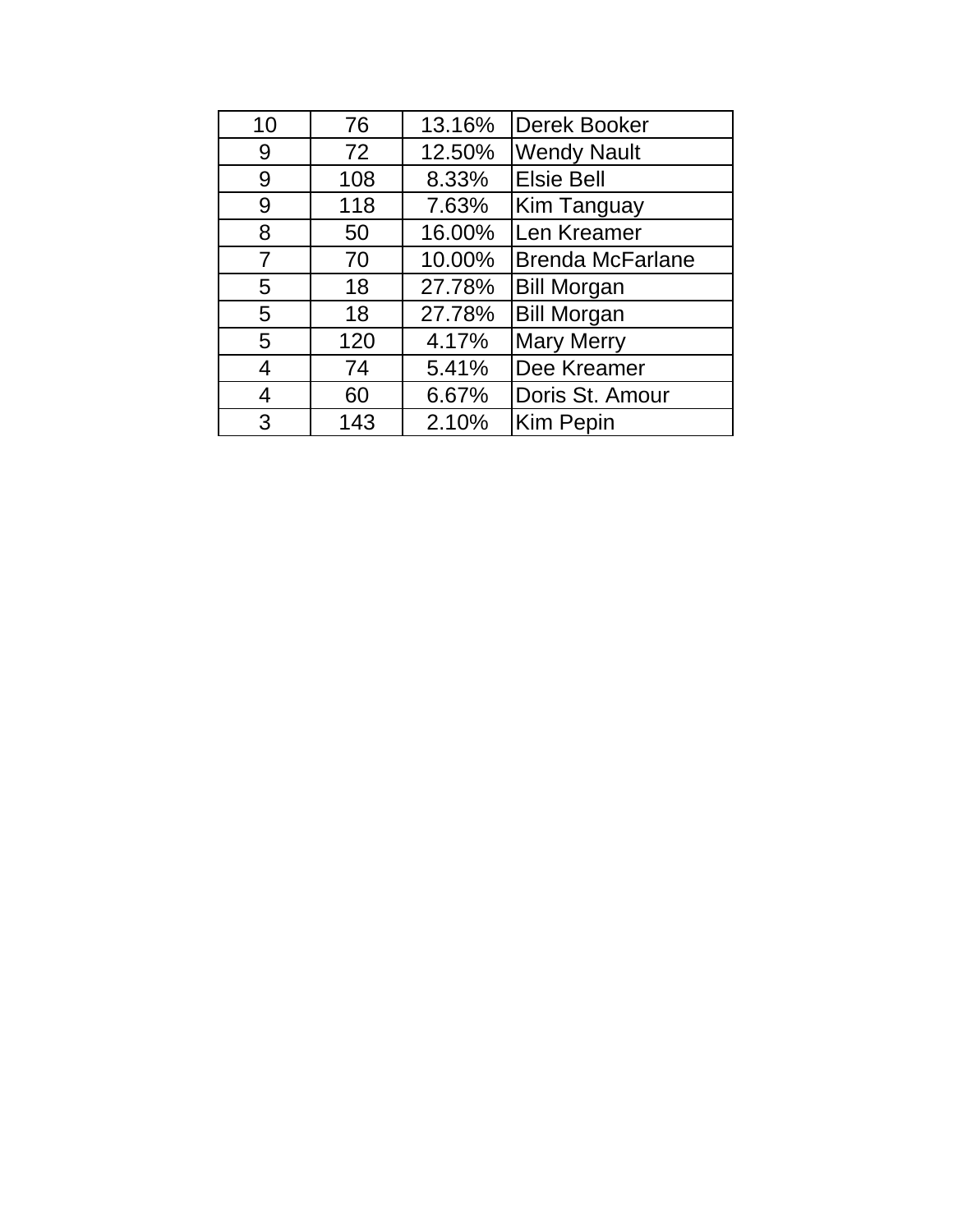| | | | |
|---|---|---|---|
| 10 | 76 | 13.16% | Derek Booker |
| 9 | 72 | 12.50% | Wendy Nault |
| 9 | 108 | 8.33% | Elsie Bell |
| 9 | 118 | 7.63% | Kim Tanguay |
| 8 | 50 | 16.00% | Len Kreamer |
| 7 | 70 | 10.00% | Brenda McFarlane |
| 5 | 18 | 27.78% | Bill Morgan |
| 5 | 18 | 27.78% | Bill Morgan |
| 5 | 120 | 4.17% | Mary Merry |
| 4 | 74 | 5.41% | Dee Kreamer |
| 4 | 60 | 6.67% | Doris St. Amour |
| 3 | 143 | 2.10% | Kim Pepin |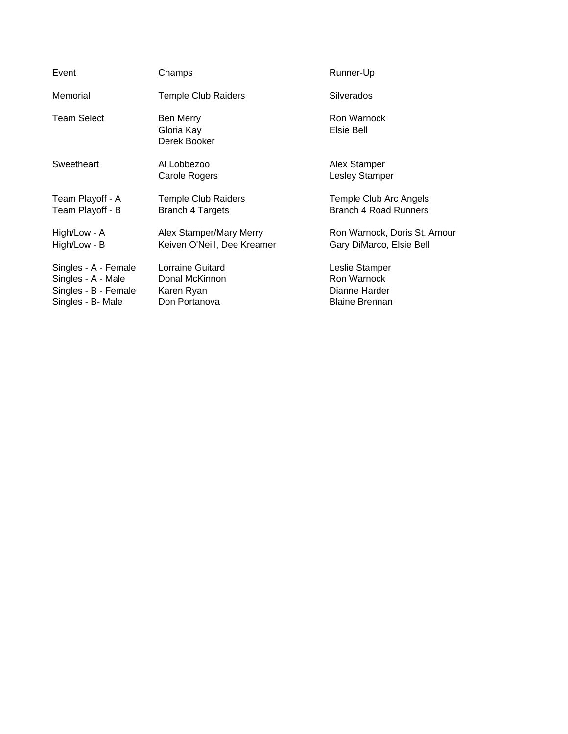| Event | Champs | Runner-Up |
|---|---|---|
| Memorial | Temple Club Raiders | Silverados |
| Team Select | Ben Merry<br>Gloria Kay<br>Derek Booker | Ron Warnock<br>Elsie Bell |
| Sweetheart | Al Lobbezoo<br>Carole Rogers | Alex Stamper<br>Lesley Stamper |
| Team Playoff - A | Temple Club Raiders | Temple Club Arc Angels |
| Team Playoff - B | Branch 4 Targets | Branch 4 Road Runners |
| High/Low - A | Alex Stamper/Mary Merry | Ron Warnock, Doris St. Amour |
| High/Low - B | Keiven O'Neill, Dee Kreamer | Gary DiMarco, Elsie Bell |
| Singles - A - Female | Lorraine Guitard | Leslie Stamper |
| Singles - A - Male | Donal McKinnon | Ron Warnock |
| Singles - B - Female | Karen Ryan | Dianne Harder |
| Singles - B- Male | Don Portanova | Blaine Brennan |